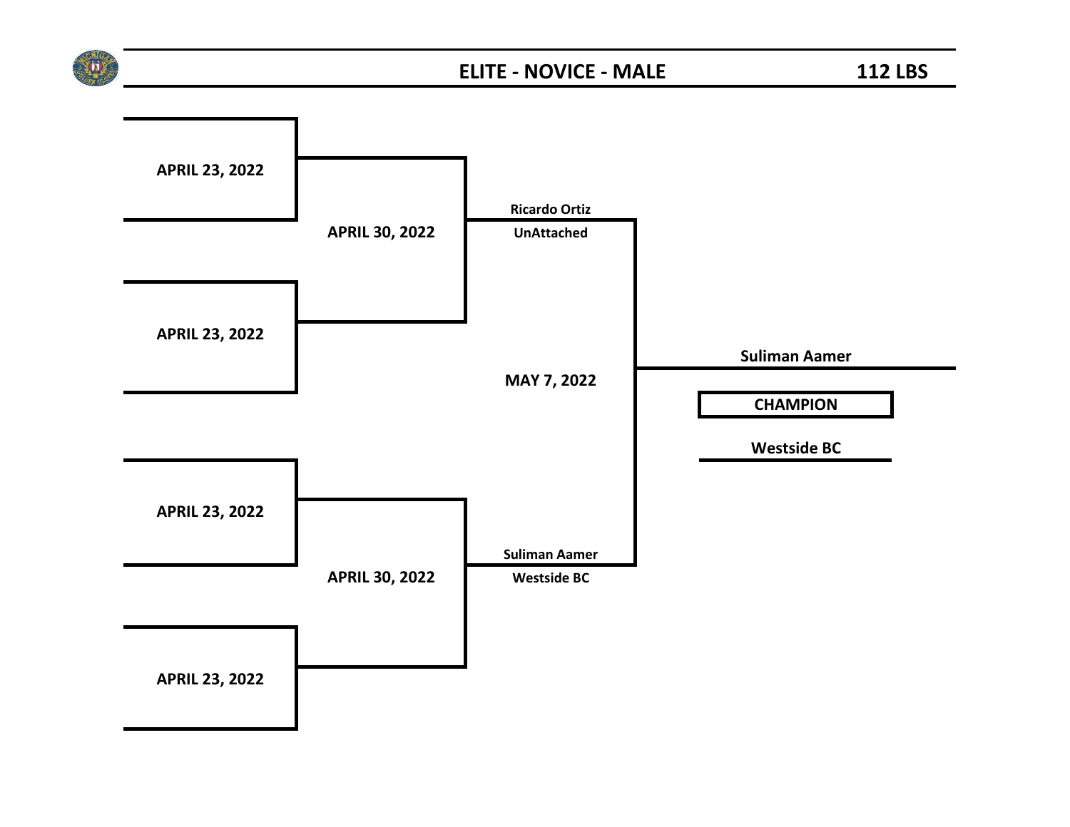## ELITE - NOVICE - MALE

**112 LBS**

**APRIL 23, 2022**

**APRIL 23, 2022**

**APRIL 23, 2022**

**APRIL 23, 2022**

**APRIL 30, 2022**

**APRIL 30, 2022**

**Ricardo Ortiz**
**UnAttached**

**Suliman Aamer**
**Westside BC**

**MAY 7, 2022**

**Suliman Aamer**

**CHAMPION**

**Westside BC**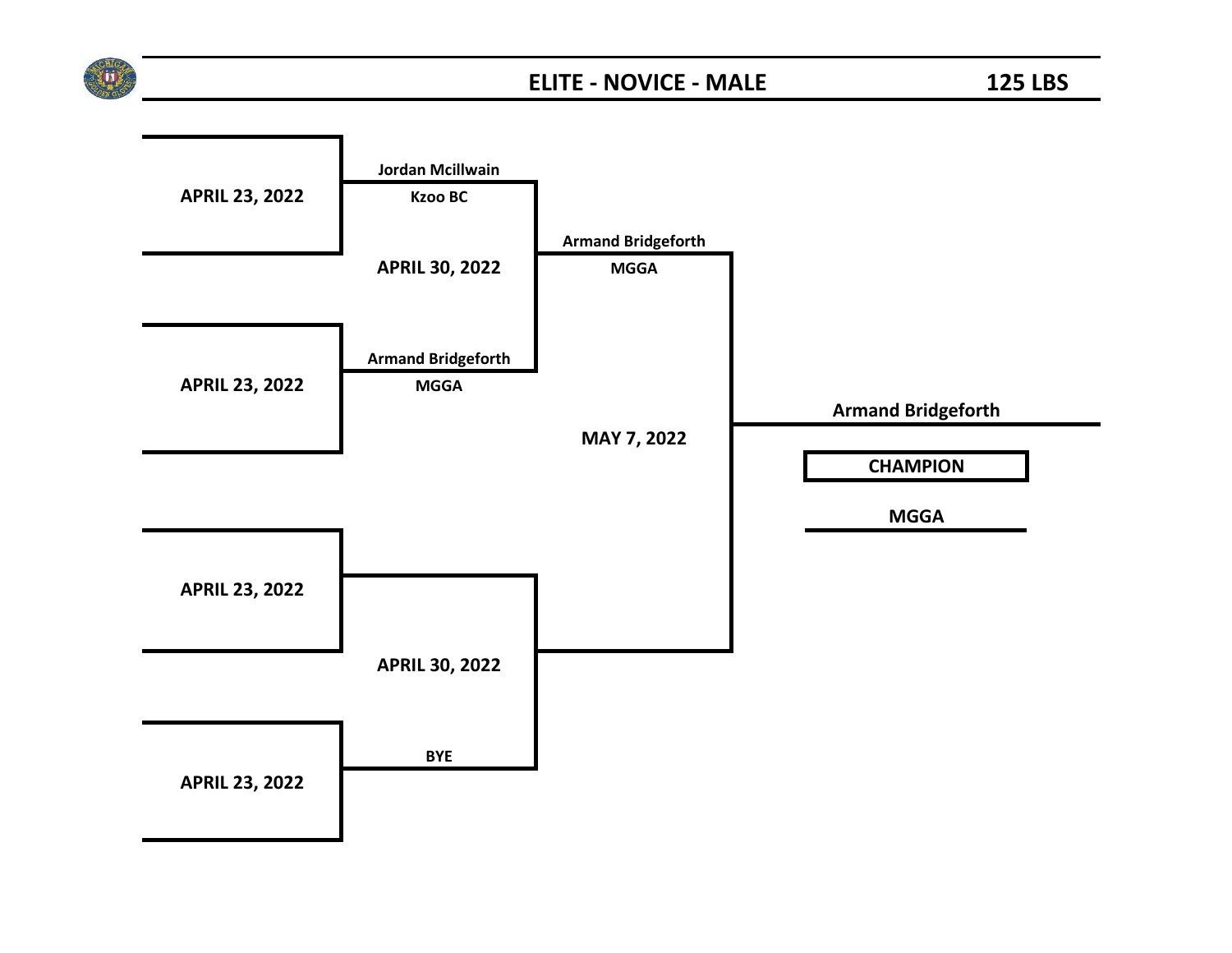## ELITE - NOVICE - MALE

## 125 LBS

**APRIL 23, 2022**

Jordan Mcillwain
Kzoo BC

**APRIL 23, 2022**

Armand Bridgeforth
MGGA

**APRIL 30, 2022**

Armand Bridgeforth
MGGA

**APRIL 23, 2022**

**APRIL 23, 2022**

BYE

**APRIL 30, 2022**

**MAY 7, 2022**

Armand Bridgeforth

**CHAMPION**

MGGA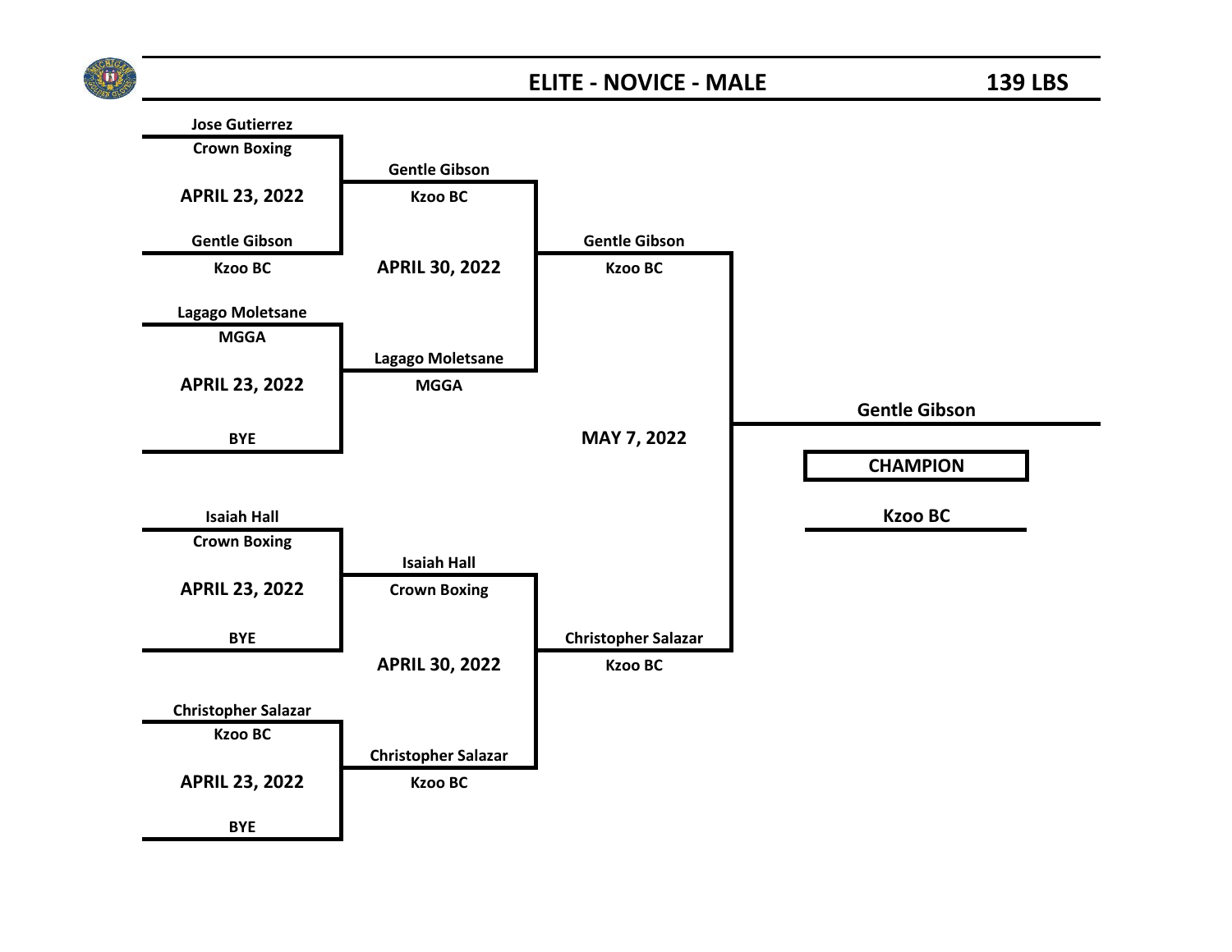# ELITE - NOVICE - MALE

## 139 LBS

### Round 1 — APRIL 23, 2022

| Bout | Boxer | Club |
|---|---|---|
| 1 | Jose Gutierrez | Crown Boxing |
| 1 | Gentle Gibson | Kzoo BC |
| 2 | Lagago Moletsane | MGGA |
| 2 | BYE | |
| 3 | Isaiah Hall | Crown Boxing |
| 3 | BYE | |
| 4 | Christopher Salazar | Kzoo BC |
| 4 | BYE | |

### Round 2 — APRIL 30, 2022

| Bout | Boxer | Club |
|---|---|---|
| 1 | Gentle Gibson | Kzoo BC |
| 1 | Lagago Moletsane | MGGA |
| 2 | Isaiah Hall | Crown Boxing |
| 2 | Christopher Salazar | Kzoo BC |

### Final — MAY 7, 2022

| Boxer | Club |
|---|---|
| Gentle Gibson | Kzoo BC |
| Christopher Salazar | Kzoo BC |

### CHAMPION

Gentle Gibson

Kzoo BC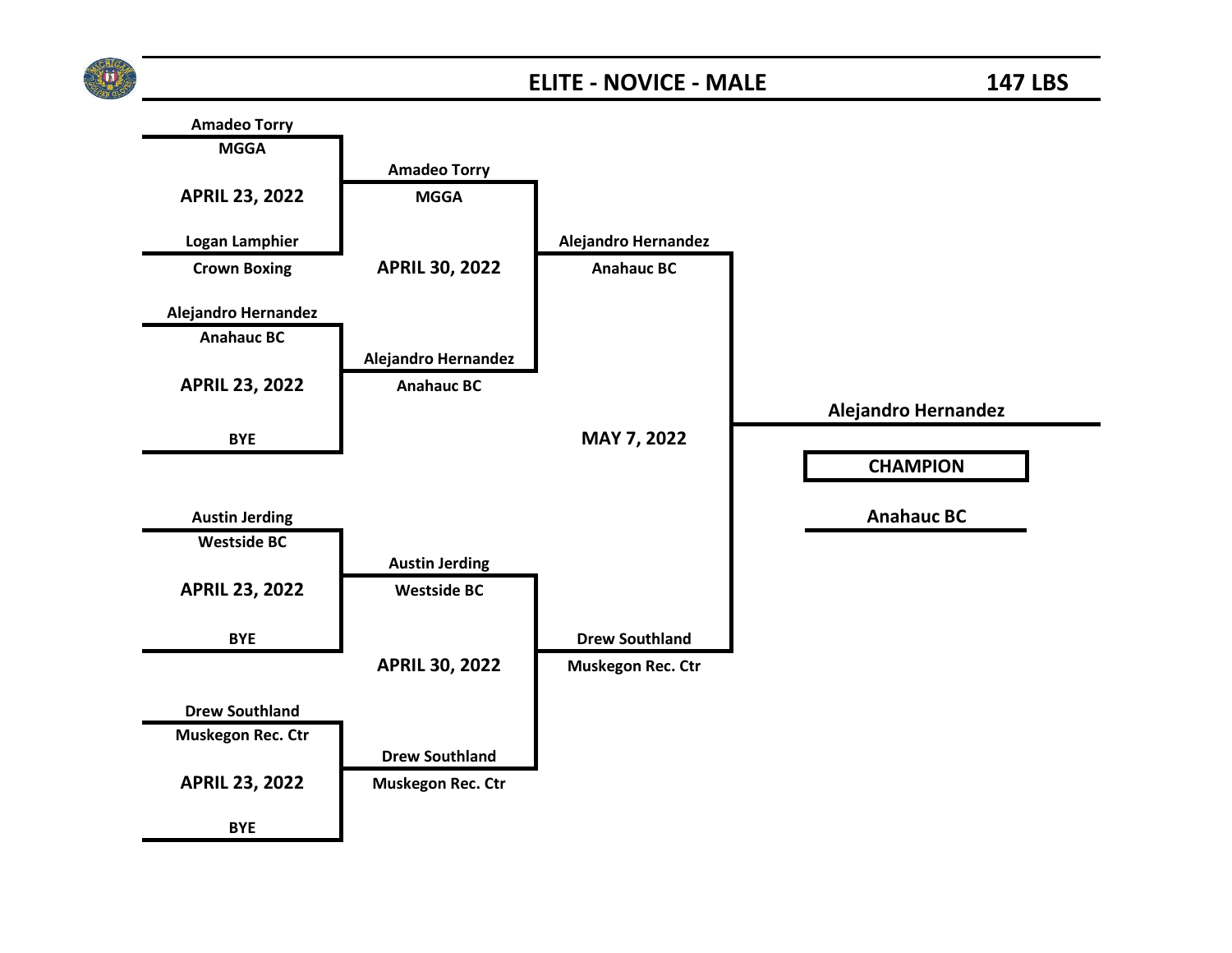# ELITE - NOVICE - MALE

## 147 LBS

### Round 1 — APRIL 23, 2022

| Bout | Boxer | Club |
| --- | --- | --- |
| 1 | Amadeo Torry | MGGA |
| 1 | Logan Lamphier | Crown Boxing |
| 2 | Alejandro Hernandez | Anahauc BC |
| 2 | BYE | |
| 3 | Austin Jerding | Westside BC |
| 3 | BYE | |
| 4 | Drew Southland | Muskegon Rec. Ctr |
| 4 | BYE | |

### Round 2 — APRIL 30, 2022

| Bout | Boxer | Club |
| --- | --- | --- |
| 1 | Amadeo Torry | MGGA |
| 1 | Alejandro Hernandez | Anahauc BC |
| 2 | Austin Jerding | Westside BC |
| 2 | Drew Southland | Muskegon Rec. Ctr |

### Final — MAY 7, 2022

| Boxer | Club |
| --- | --- |
| Alejandro Hernandez | Anahauc BC |
| Drew Southland | Muskegon Rec. Ctr |

### CHAMPION

**Alejandro Hernandez**

**Anahauc BC**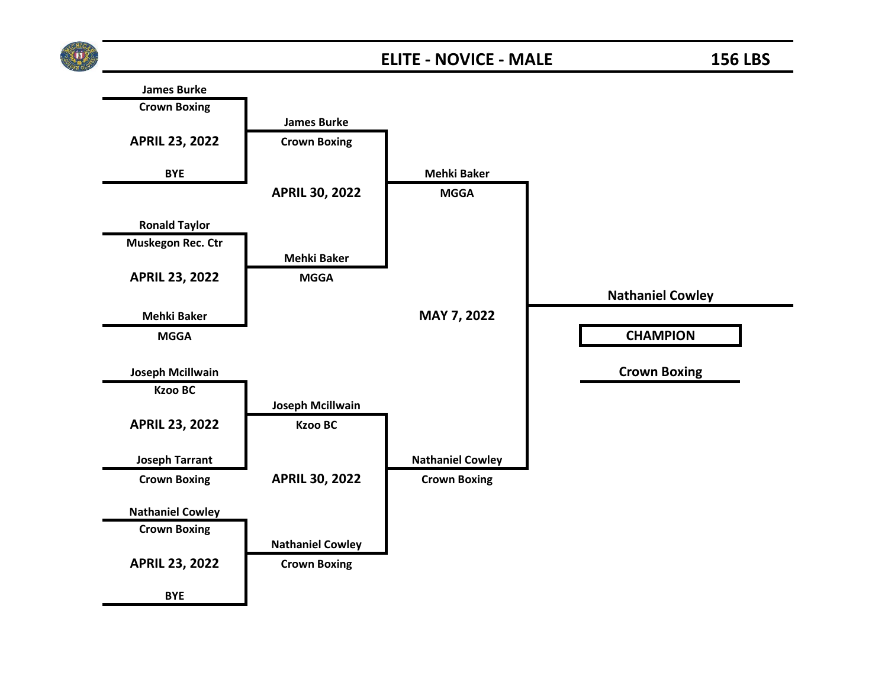# ELITE - NOVICE - MALE

## 156 LBS

### First Round — APRIL 23, 2022

| Bout | Boxer 1 | Club | Boxer 2 | Club |
|---|---|---|---|---|
| 1 | James Burke | Crown Boxing | BYE | |
| 2 | Ronald Taylor | Muskegon Rec. Ctr | Mehki Baker | MGGA |
| 3 | Joseph Mcillwain | Kzoo BC | Joseph Tarrant | Crown Boxing |
| 4 | Nathaniel Cowley | Crown Boxing | BYE | |

### Second Round — APRIL 30, 2022

| Bout | Boxer 1 | Club | Boxer 2 | Club |
|---|---|---|---|---|
| 1 | James Burke | Crown Boxing | Mehki Baker | MGGA |
| 2 | Joseph Mcillwain | Kzoo BC | Nathaniel Cowley | Crown Boxing |

### Final — MAY 7, 2022

| Boxer 1 | Club | Boxer 2 | Club |
|---|---|---|---|
| Mehki Baker | MGGA | Nathaniel Cowley | Crown Boxing |

### CHAMPION

**Nathaniel Cowley**

Crown Boxing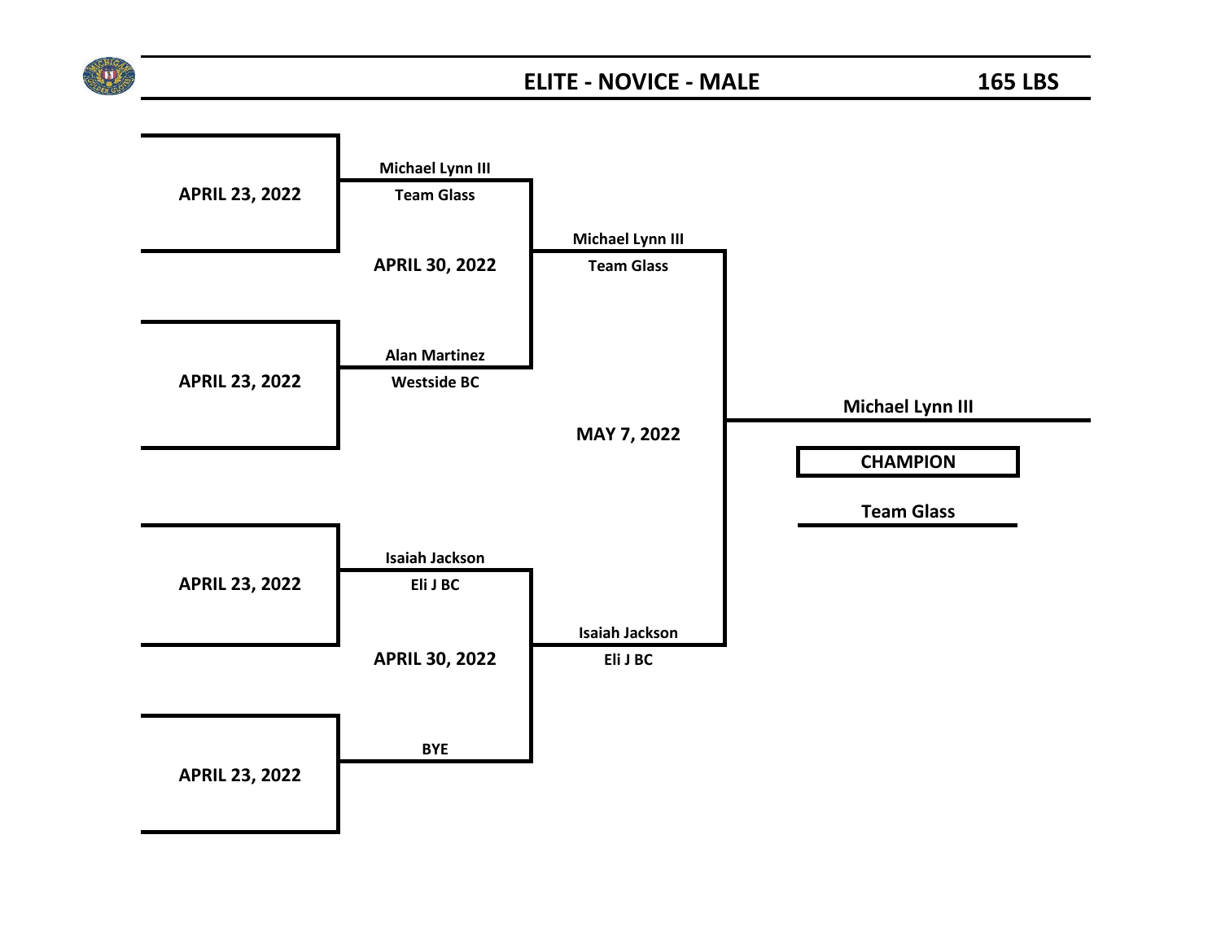## ELITE - NOVICE - MALE — 165 LBS

**APRIL 23, 2022**

**APRIL 23, 2022**

**APRIL 23, 2022**

**APRIL 23, 2022**

**APRIL 30, 2022**

- Michael Lynn III — Team Glass
- Alan Martinez — Westside BC

**APRIL 30, 2022**

- Isaiah Jackson — Eli J BC
- BYE

**MAY 7, 2022**

- Michael Lynn III — Team Glass
- Isaiah Jackson — Eli J BC

**CHAMPION**

**Michael Lynn III**

**Team Glass**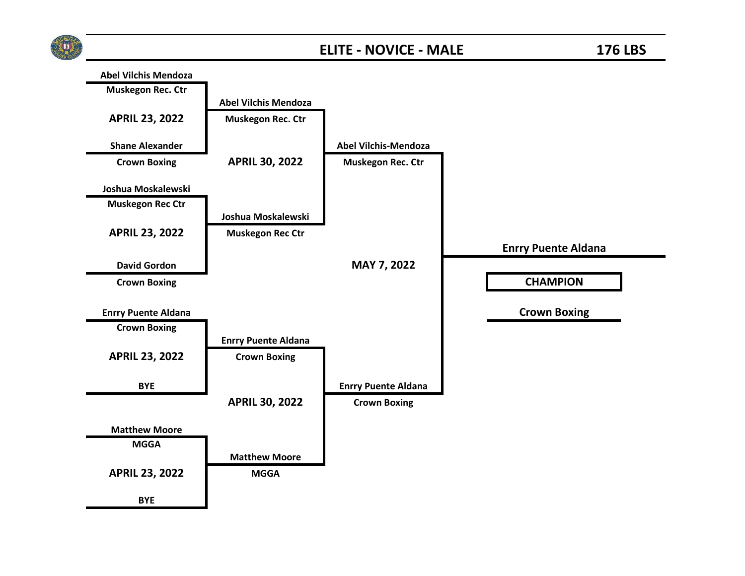# ELITE - NOVICE - MALE

## 176 LBS

### Round 1

**APRIL 23, 2022**

- Abel Vilchis Mendoza (Muskegon Rec. Ctr) vs. Shane Alexander (Crown Boxing)

**APRIL 23, 2022**

- Joshua Moskalewski (Muskegon Rec Ctr) vs. David Gordon (Crown Boxing)

**APRIL 23, 2022**

- Enrry Puente Aldana (Crown Boxing) vs. BYE

**APRIL 23, 2022**

- Matthew Moore (MGGA) vs. BYE

### Round 2

**APRIL 30, 2022**

- Abel Vilchis Mendoza (Muskegon Rec. Ctr) vs. Joshua Moskalewski (Muskegon Rec Ctr)

**APRIL 30, 2022**

- Enrry Puente Aldana (Crown Boxing) vs. Matthew Moore (MGGA)

### Final

**MAY 7, 2022**

- Abel Vilchis-Mendoza (Muskegon Rec. Ctr) vs. Enrry Puente Aldana (Crown Boxing)

### CHAMPION

**Enrry Puente Aldana**

**Crown Boxing**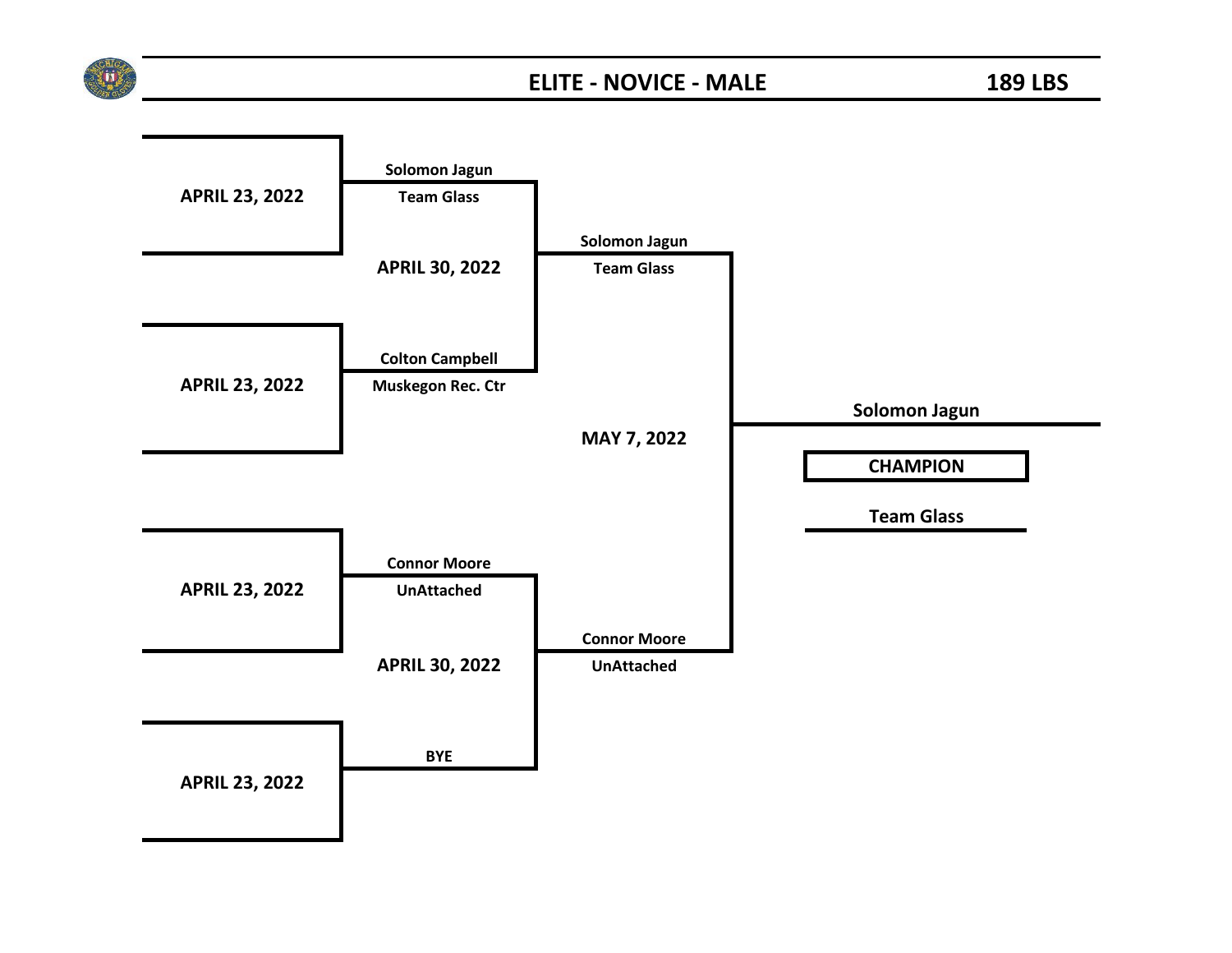# ELITE - NOVICE - MALE

## 189 LBS

**APRIL 23, 2022**

**APRIL 23, 2022**

**APRIL 23, 2022**

**APRIL 23, 2022**

**Solomon Jagun**
**Team Glass**

**Colton Campbell**
**Muskegon Rec. Ctr**

**APRIL 30, 2022**

**Connor Moore**
**UnAttached**

**BYE**

**APRIL 30, 2022**

**Solomon Jagun**
**Team Glass**

**Connor Moore**
**UnAttached**

**MAY 7, 2022**

**Solomon Jagun**

**CHAMPION**

**Team Glass**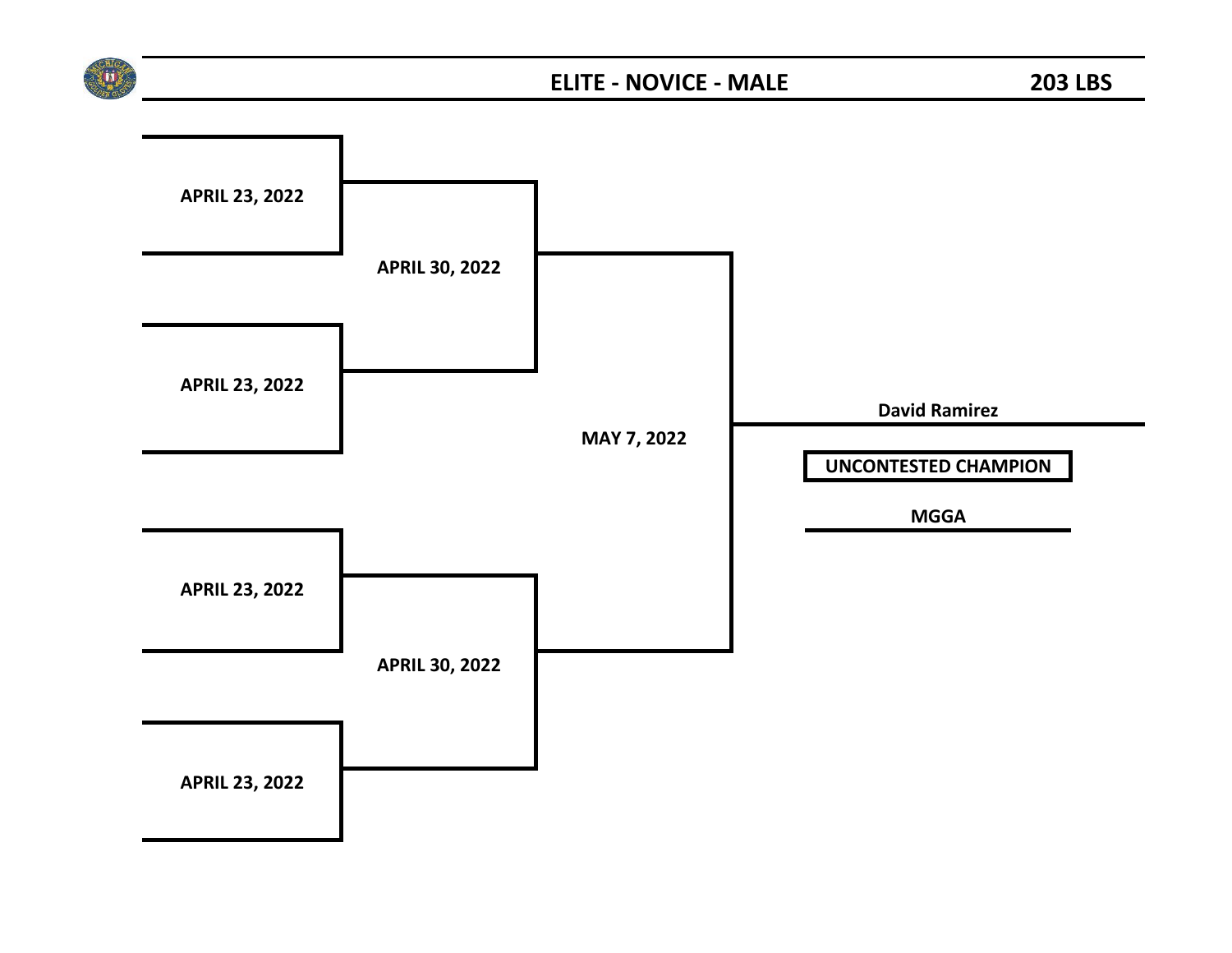## ELITE - NOVICE - MALE

**203 LBS**

**APRIL 23, 2022**

**APRIL 30, 2022**

**APRIL 23, 2022**

**MAY 7, 2022**

**David Ramirez**

**UNCONTESTED CHAMPION**

**MGGA**

**APRIL 23, 2022**

**APRIL 30, 2022**

**APRIL 23, 2022**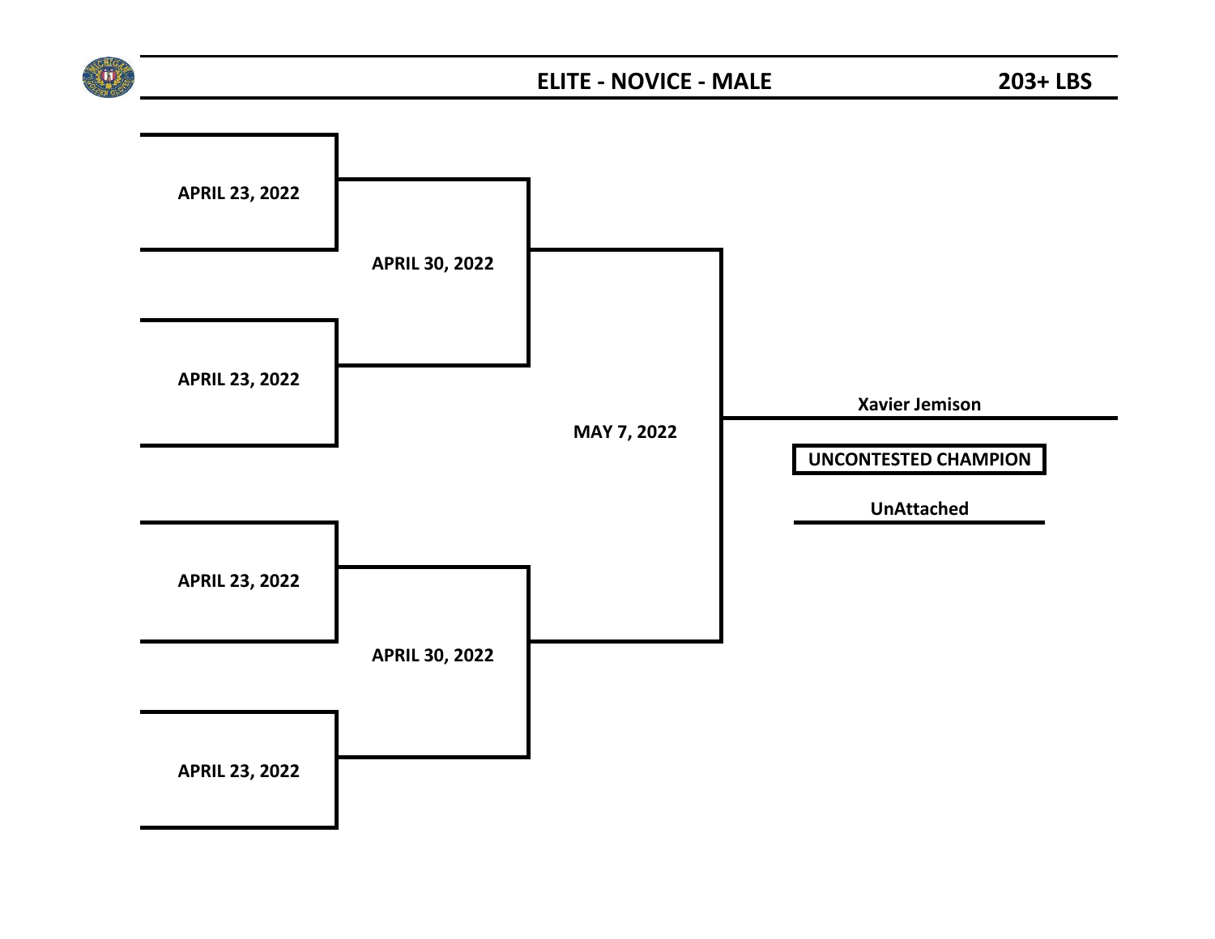## ELITE - NOVICE - MALE 203+ LBS

APRIL 23, 2022

APRIL 30, 2022

APRIL 23, 2022

MAY 7, 2022

Xavier Jemison

**UNCONTESTED CHAMPION**

UnAttached

APRIL 23, 2022

APRIL 30, 2022

APRIL 23, 2022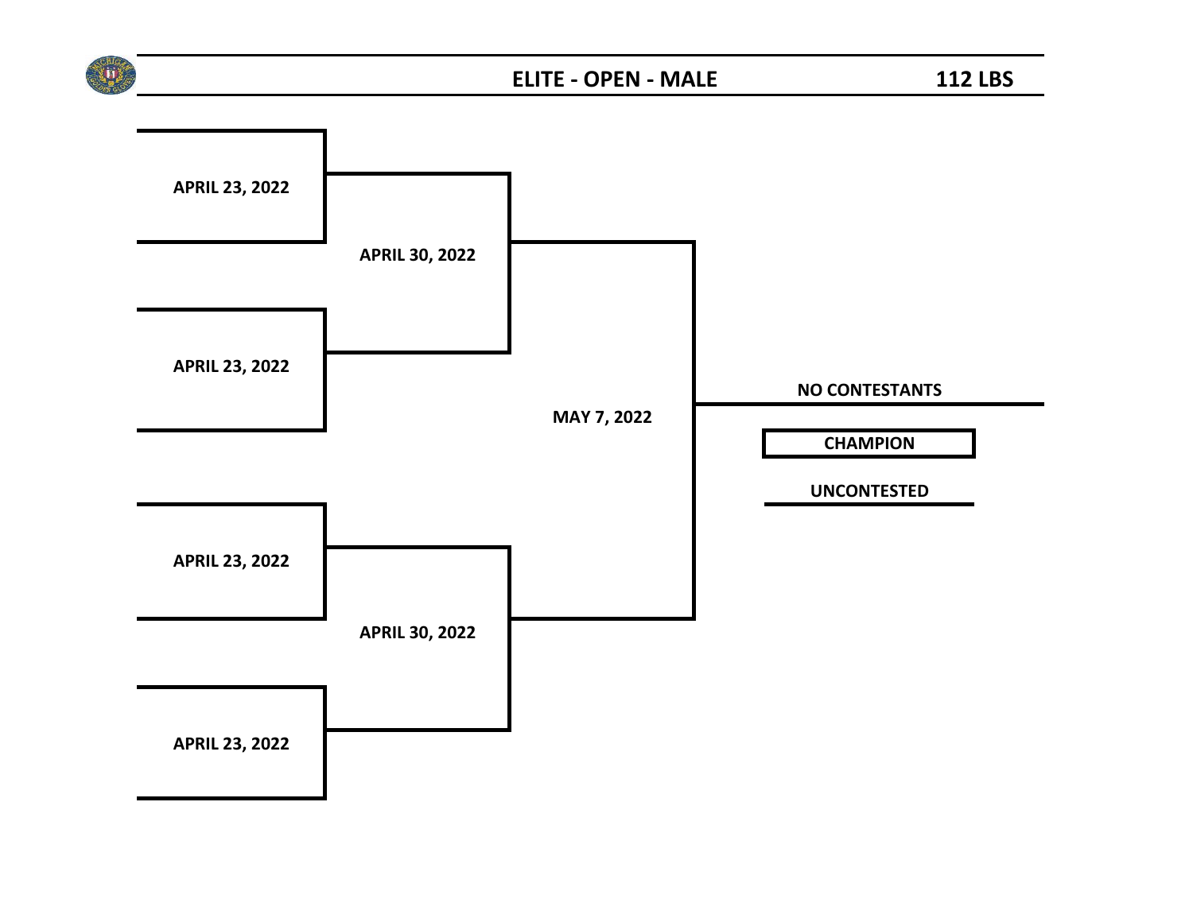## ELITE - OPEN - MALE

**112 LBS**

**APRIL 23, 2022**

**APRIL 30, 2022**

**APRIL 23, 2022**

**MAY 7, 2022**

**NO CONTESTANTS**

**CHAMPION**

**UNCONTESTED**

**APRIL 23, 2022**

**APRIL 30, 2022**

**APRIL 23, 2022**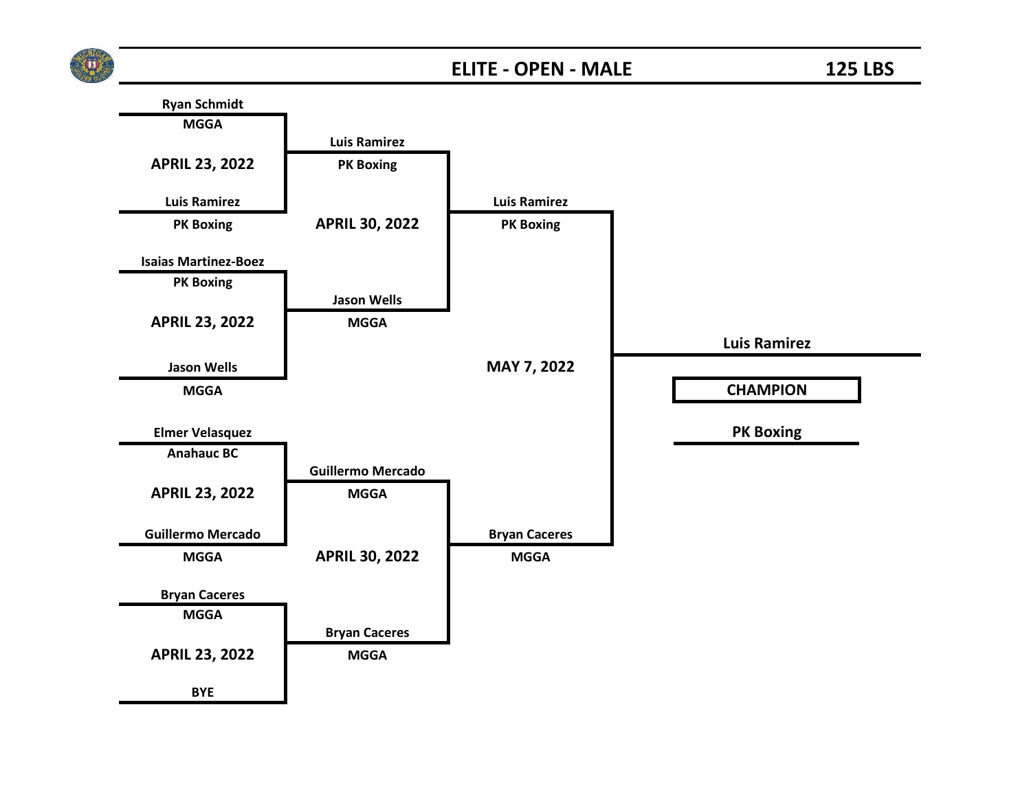# ELITE - OPEN - MALE

## 125 LBS

### Round 1 — APRIL 23, 2022

| Bout | Boxer | Club |
| --- | --- | --- |
| 1 | Ryan Schmidt | MGGA |
| 1 | Luis Ramirez | PK Boxing |
| 2 | Isaias Martinez-Boez | PK Boxing |
| 2 | Jason Wells | MGGA |
| 3 | Elmer Velasquez | Anahauc BC |
| 3 | Guillermo Mercado | MGGA |
| 4 | Bryan Caceres | MGGA |
| 4 | BYE | |

### Round 2 — APRIL 30, 2022

| Bout | Boxer | Club |
| --- | --- | --- |
| 1 | Luis Ramirez | PK Boxing |
| 1 | Jason Wells | MGGA |
| 2 | Guillermo Mercado | MGGA |
| 2 | Bryan Caceres | MGGA |

### Final — MAY 7, 2022

| Boxer | Club |
| --- | --- |
| Luis Ramirez | PK Boxing |
| Bryan Caceres | MGGA |

**CHAMPION**

Luis Ramirez

PK Boxing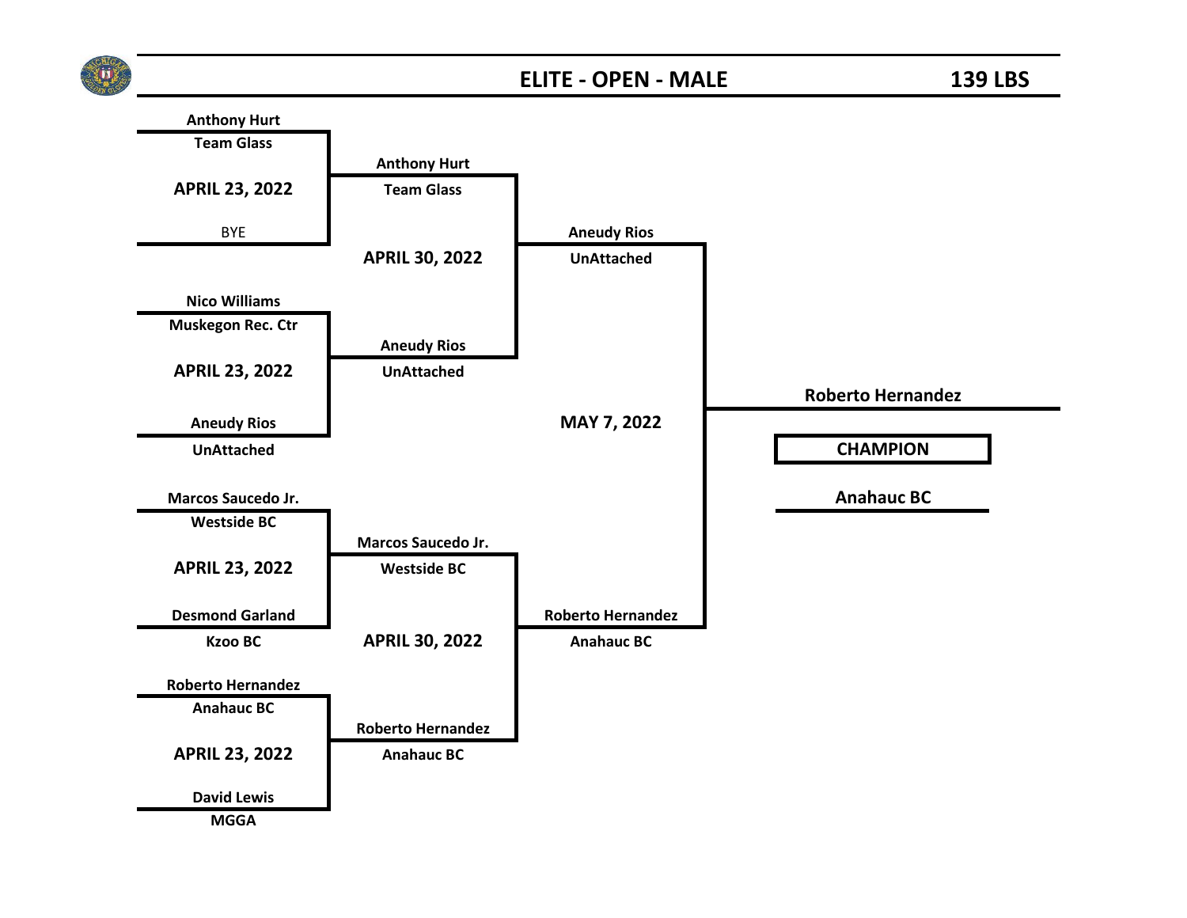# ELITE - OPEN - MALE

## 139 LBS

### APRIL 23, 2022 (First Round)

| Bout | Boxer | Club |
|---|---|---|
| 1 | Anthony Hurt | Team Glass |
| 1 | BYE | |
| 2 | Nico Williams | Muskegon Rec. Ctr |
| 2 | Aneudy Rios | UnAttached |
| 3 | Marcos Saucedo Jr. | Westside BC |
| 3 | Desmond Garland | Kzoo BC |
| 4 | Roberto Hernandez | Anahauc BC |
| 4 | David Lewis | MGGA |

### APRIL 30, 2022 (Semifinals)

| Boxer | Club |
|---|---|
| Anthony Hurt | Team Glass |
| Aneudy Rios | UnAttached |
| Marcos Saucedo Jr. | Westside BC |
| Roberto Hernandez | Anahauc BC |

### MAY 7, 2022 (Final)

| Boxer | Club |
|---|---|
| Aneudy Rios | UnAttached |
| Roberto Hernandez | Anahauc BC |

### CHAMPION

**Roberto Hernandez**

Anahauc BC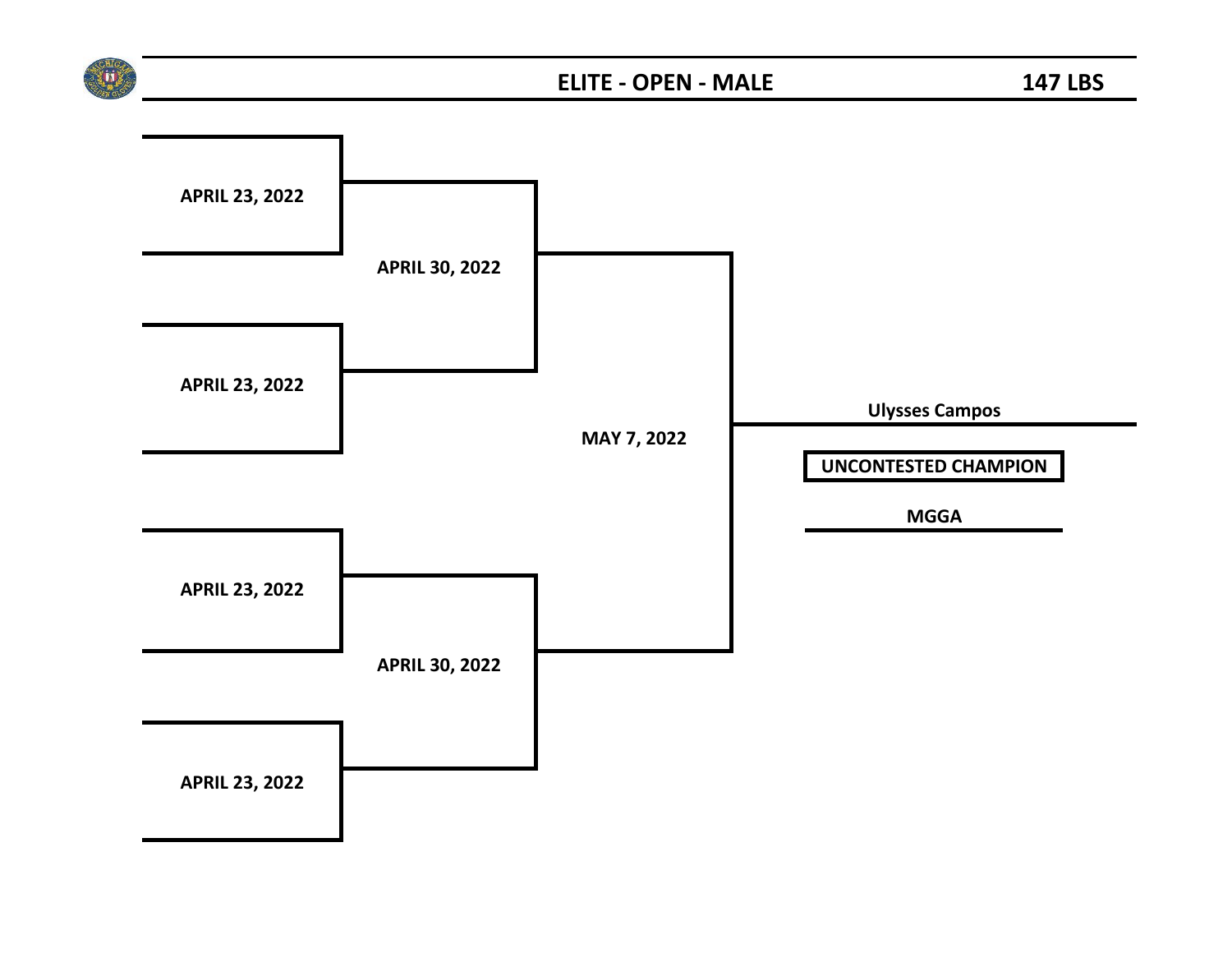## ELITE - OPEN - MALE

**147 LBS**

**APRIL 23, 2022**

**APRIL 23, 2022**

**APRIL 30, 2022**

**APRIL 23, 2022**

**APRIL 23, 2022**

**APRIL 30, 2022**

**MAY 7, 2022**

**Ulysses Campos**

**UNCONTESTED CHAMPION**

**MGGA**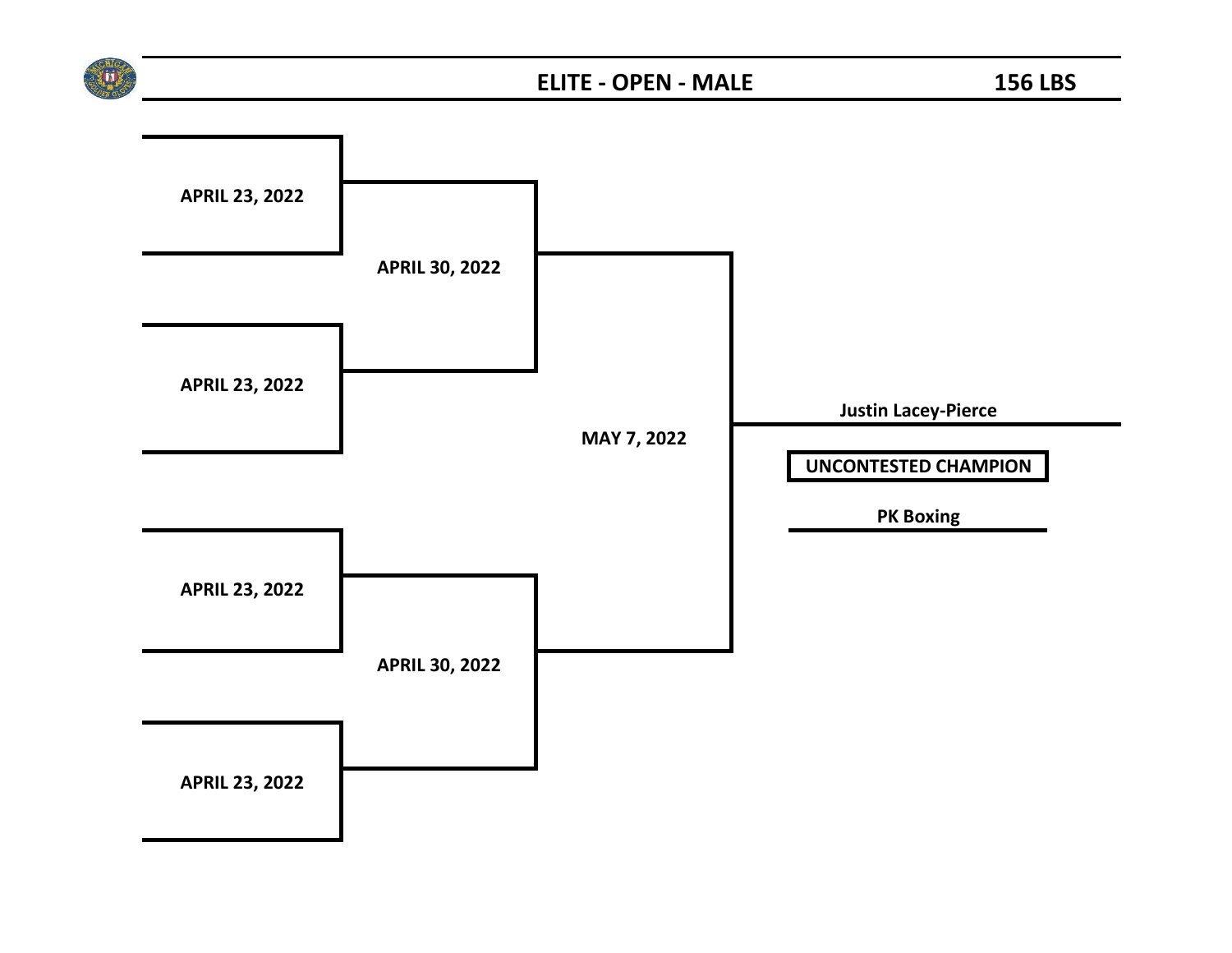## ELITE - OPEN - MALE

## 156 LBS

APRIL 23, 2022

APRIL 30, 2022

APRIL 23, 2022

MAY 7, 2022

Justin Lacey-Pierce

UNCONTESTED CHAMPION

PK Boxing

APRIL 23, 2022

APRIL 30, 2022

APRIL 23, 2022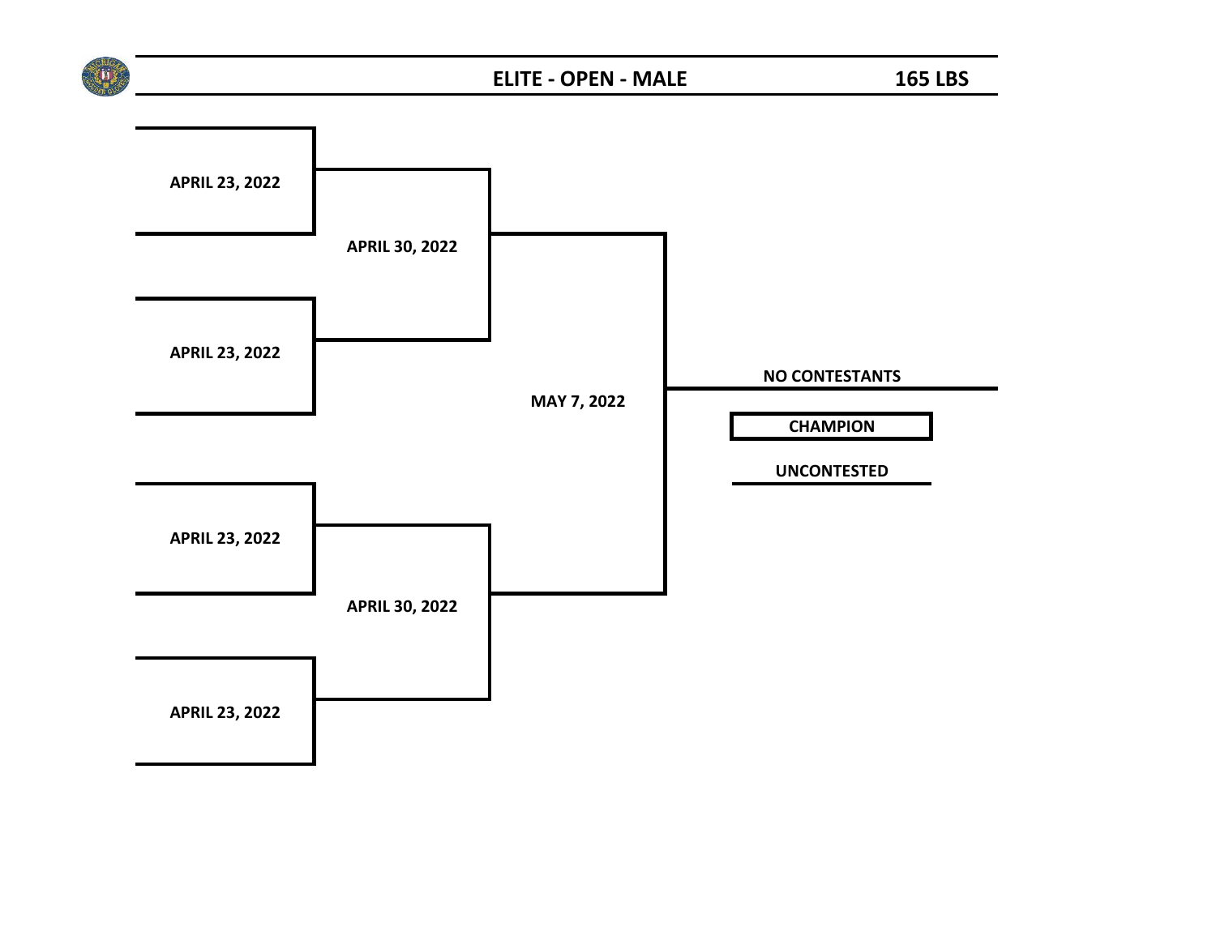## ELITE - OPEN - MALE

## 165 LBS

APRIL 23, 2022

APRIL 30, 2022

APRIL 23, 2022

MAY 7, 2022

NO CONTESTANTS

**CHAMPION**

UNCONTESTED

APRIL 23, 2022

APRIL 30, 2022

APRIL 23, 2022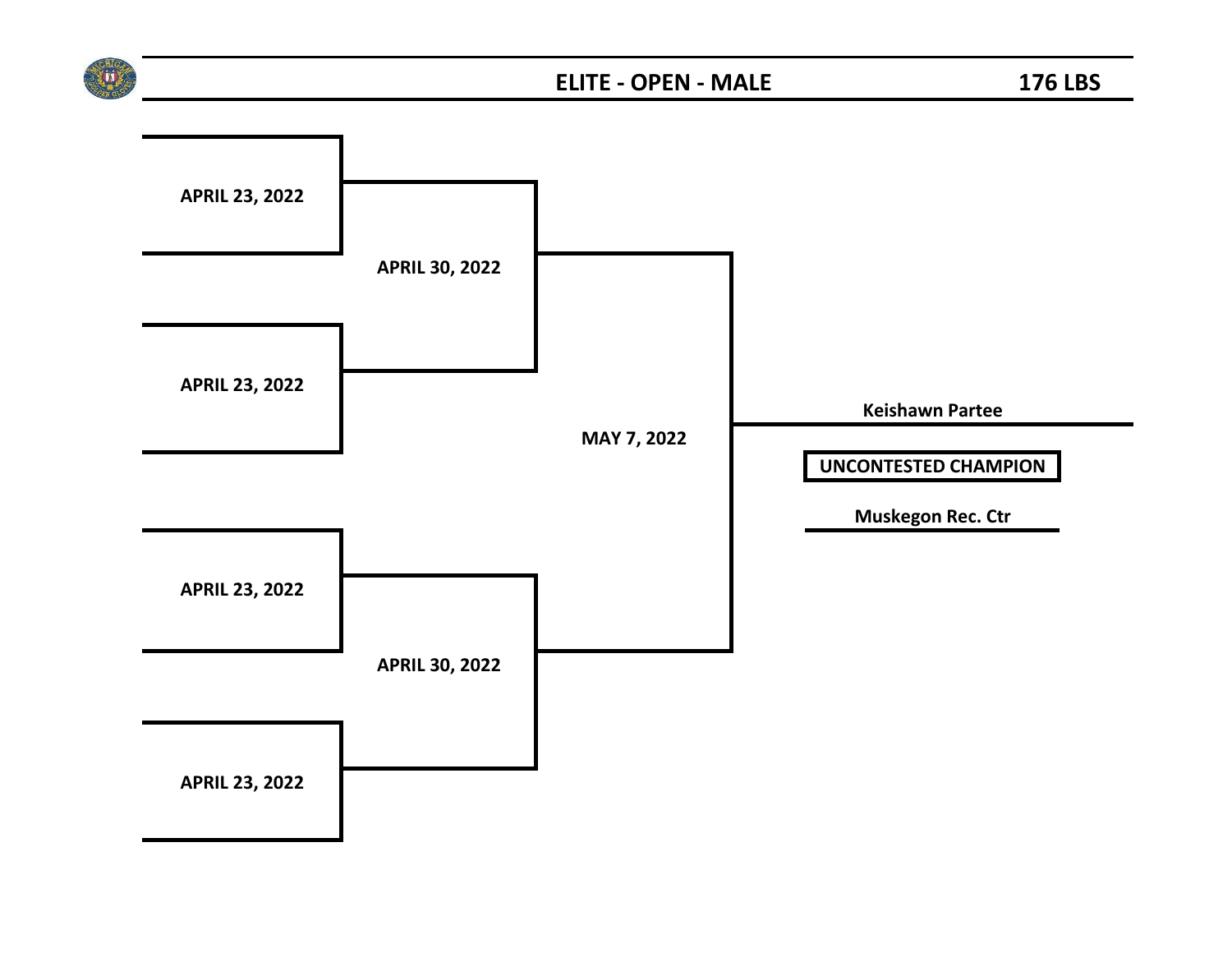## ELITE - OPEN - MALE 176 LBS

APRIL 23, 2022

APRIL 30, 2022

APRIL 23, 2022

MAY 7, 2022

Keishawn Partee

**UNCONTESTED CHAMPION**

Muskegon Rec. Ctr

APRIL 23, 2022

APRIL 30, 2022

APRIL 23, 2022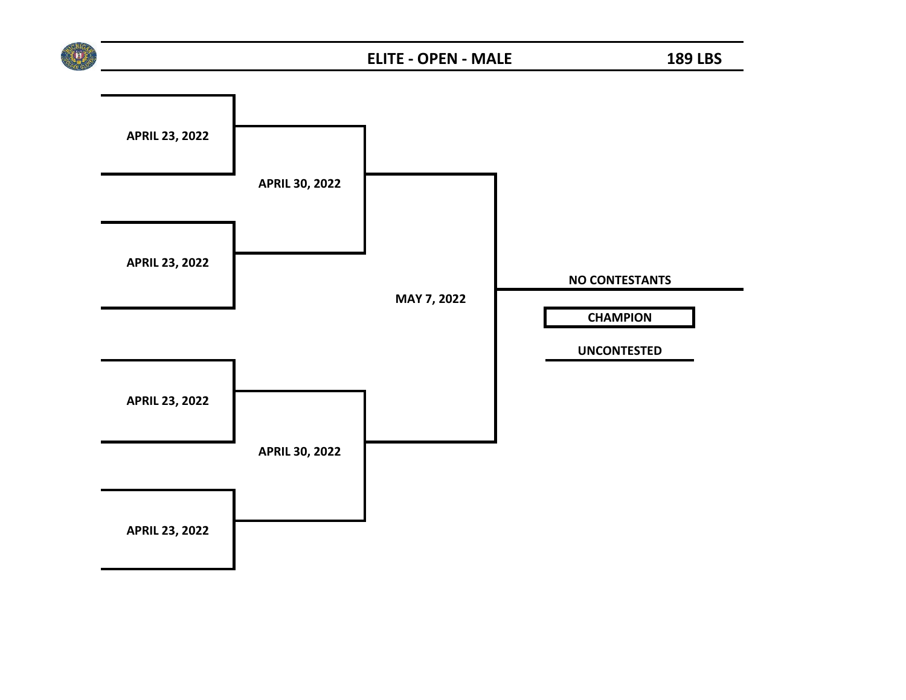## ELITE - OPEN - MALE

**189 LBS**

APRIL 23, 2022

APRIL 30, 2022

APRIL 23, 2022

MAY 7, 2022

NO CONTESTANTS

**CHAMPION**

UNCONTESTED

APRIL 23, 2022

APRIL 30, 2022

APRIL 23, 2022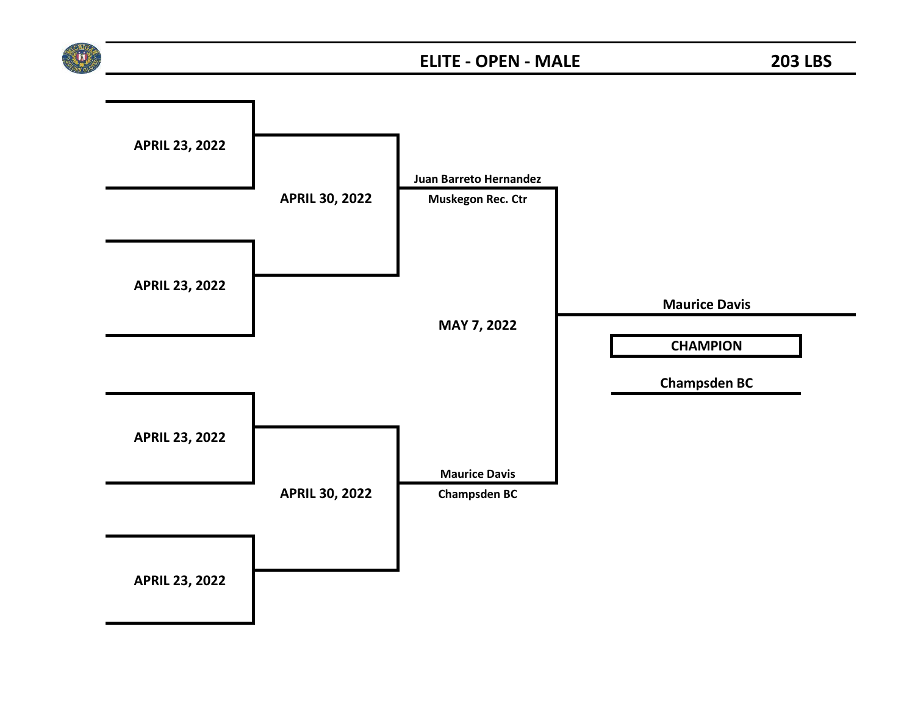## ELITE - OPEN - MALE

## 203 LBS

**APRIL 23, 2022**

**APRIL 23, 2022**

**APRIL 30, 2022**

**Juan Barreto Hernandez**
**Muskegon Rec. Ctr**

**MAY 7, 2022**

**Maurice Davis**

**CHAMPION**

**Champsden BC**

**APRIL 23, 2022**

**APRIL 23, 2022**

**APRIL 30, 2022**

**Maurice Davis**
**Champsden BC**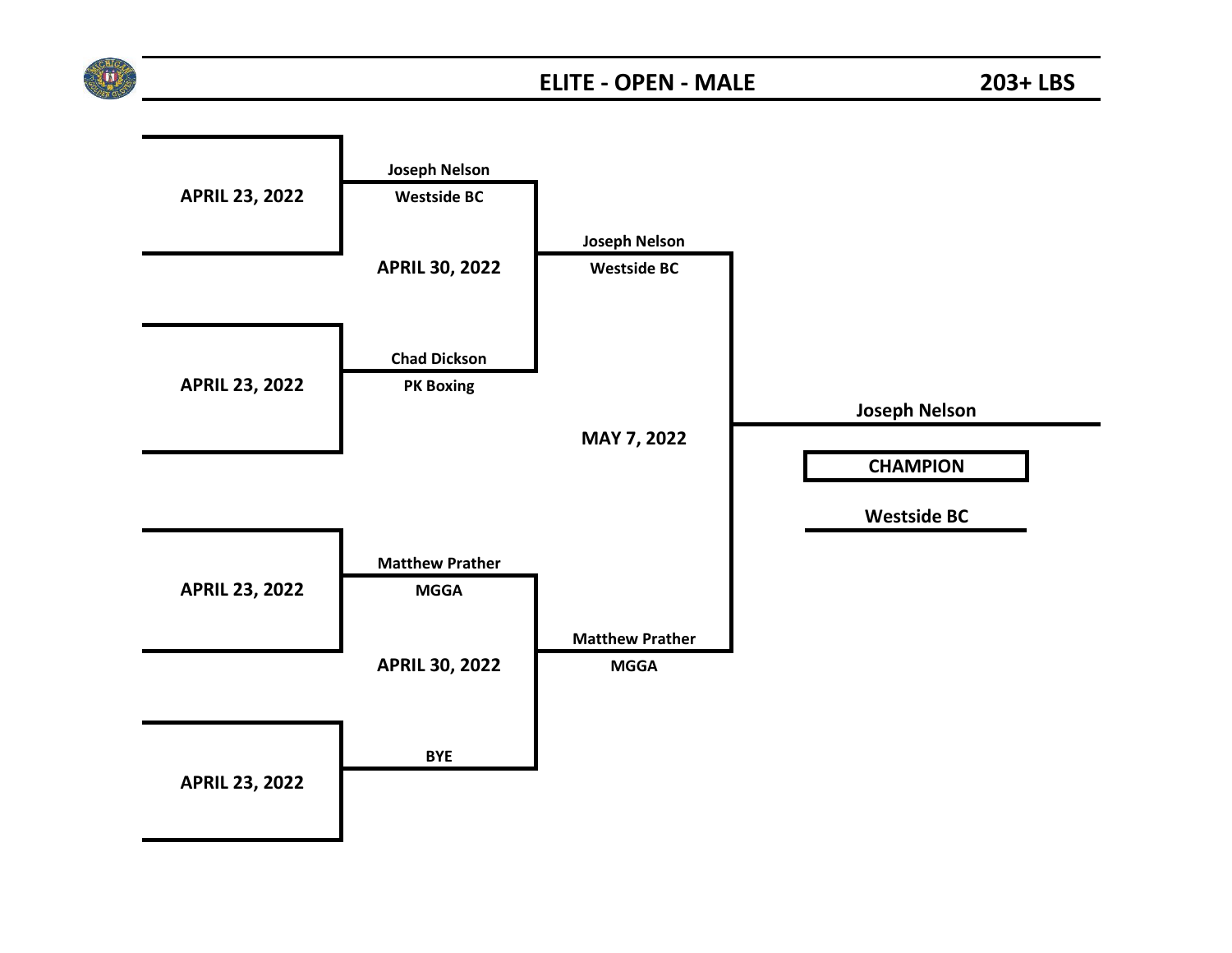## ELITE - OPEN - MALE — 203+ LBS

| APRIL 23, 2022 | APRIL 30, 2022 | MAY 7, 2022 | CHAMPION |
|---|---|---|---|
| Joseph Nelson, Westside BC | Joseph Nelson, Westside BC | Joseph Nelson | Joseph Nelson, Westside BC |
| Chad Dickson, PK Boxing | | | |
| Matthew Prather, MGGA | Matthew Prather, MGGA | | |
| BYE | | | |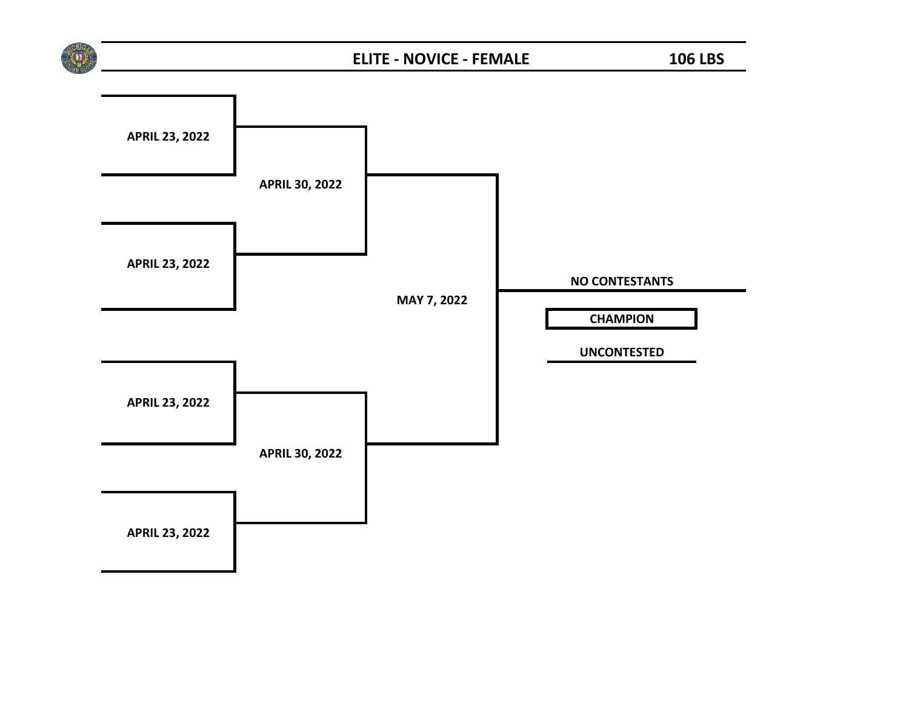## ELITE - NOVICE - FEMALE  106 LBS

APRIL 23, 2022

APRIL 30, 2022

APRIL 23, 2022

MAY 7, 2022

NO CONTESTANTS

**CHAMPION**

UNCONTESTED

APRIL 23, 2022

APRIL 30, 2022

APRIL 23, 2022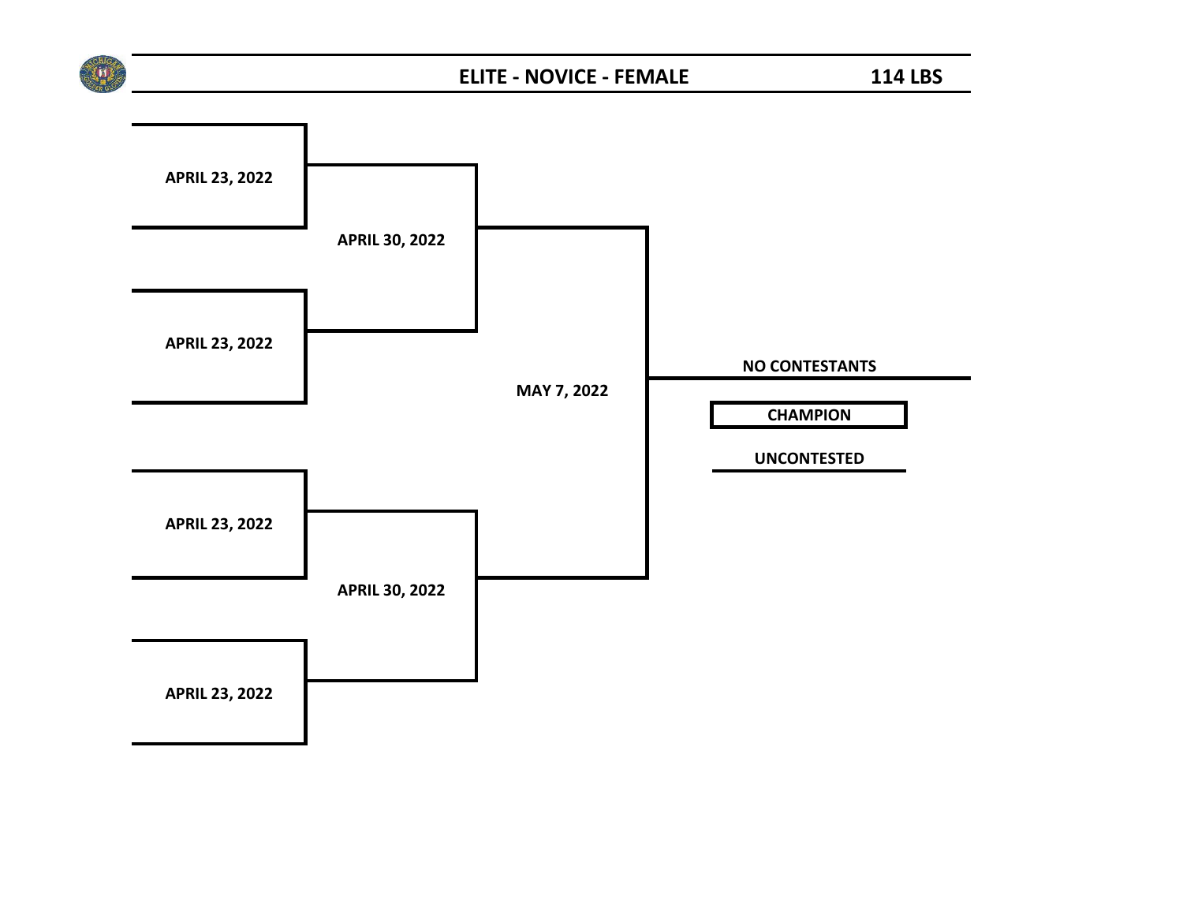## ELITE - NOVICE - FEMALE — 114 LBS

APRIL 23, 2022

APRIL 30, 2022

APRIL 23, 2022

MAY 7, 2022

NO CONTESTANTS

**CHAMPION**

UNCONTESTED

APRIL 23, 2022

APRIL 30, 2022

APRIL 23, 2022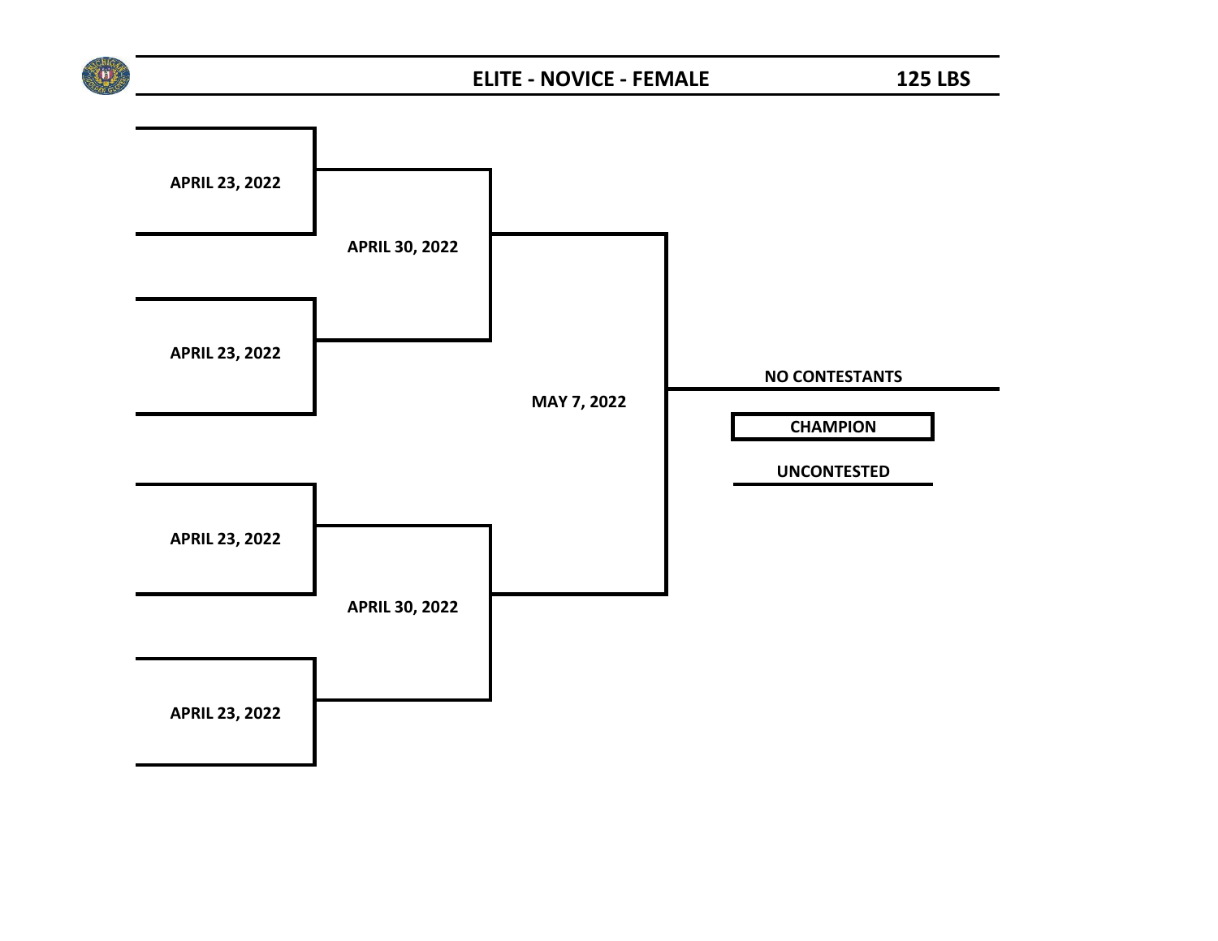# ELITE - NOVICE - FEMALE

**125 LBS**

APRIL 23, 2022

APRIL 30, 2022

APRIL 23, 2022

MAY 7, 2022

NO CONTESTANTS

**CHAMPION**

UNCONTESTED

APRIL 23, 2022

APRIL 30, 2022

APRIL 23, 2022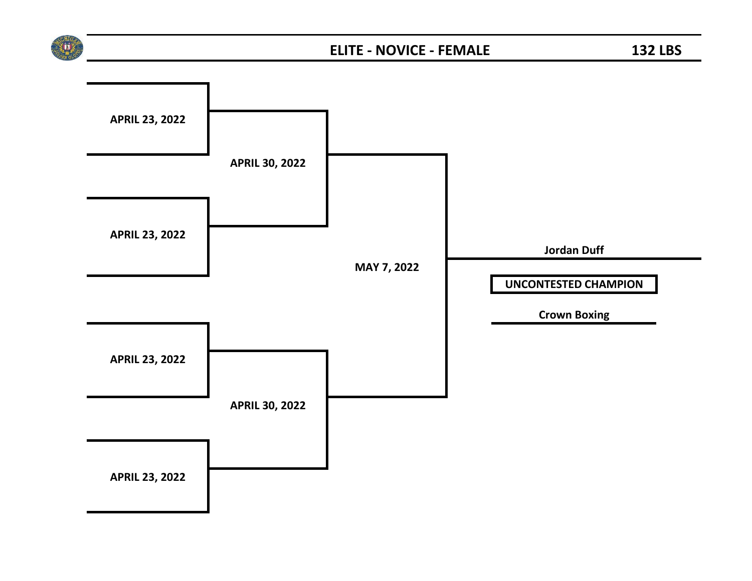## ELITE - NOVICE - FEMALE

**132 LBS**

**APRIL 23, 2022**

**APRIL 30, 2022**

**APRIL 23, 2022**

**MAY 7, 2022**

**Jordan Duff**

**UNCONTESTED CHAMPION**

**Crown Boxing**

**APRIL 23, 2022**

**APRIL 30, 2022**

**APRIL 23, 2022**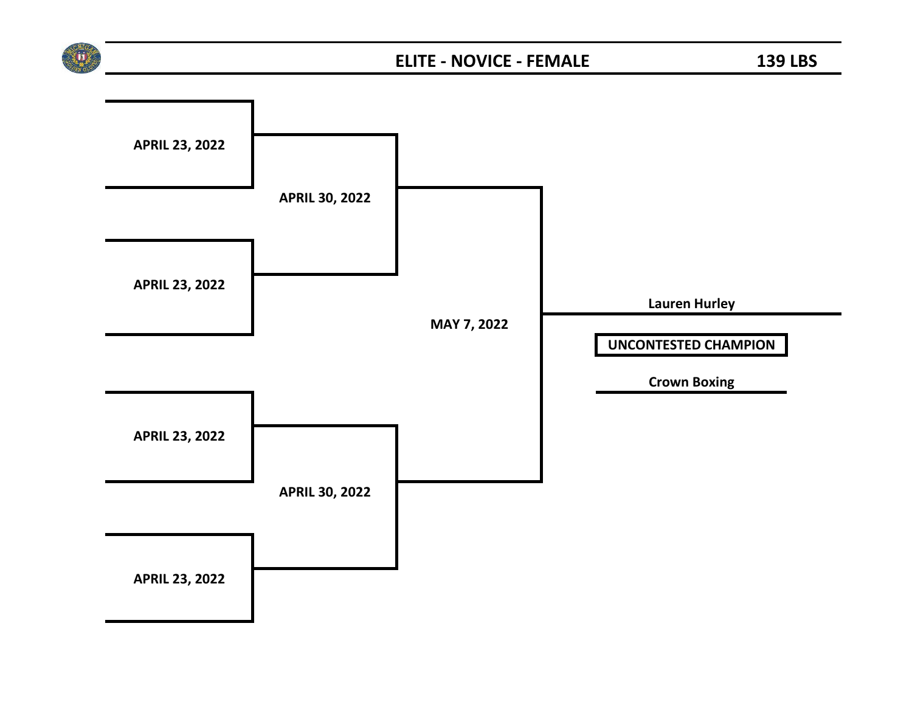## ELITE - NOVICE - FEMALE

**139 LBS**

**APRIL 23, 2022**

**APRIL 30, 2022**

**APRIL 23, 2022**

**MAY 7, 2022**

**Lauren Hurley**

**UNCONTESTED CHAMPION**

**Crown Boxing**

**APRIL 23, 2022**

**APRIL 30, 2022**

**APRIL 23, 2022**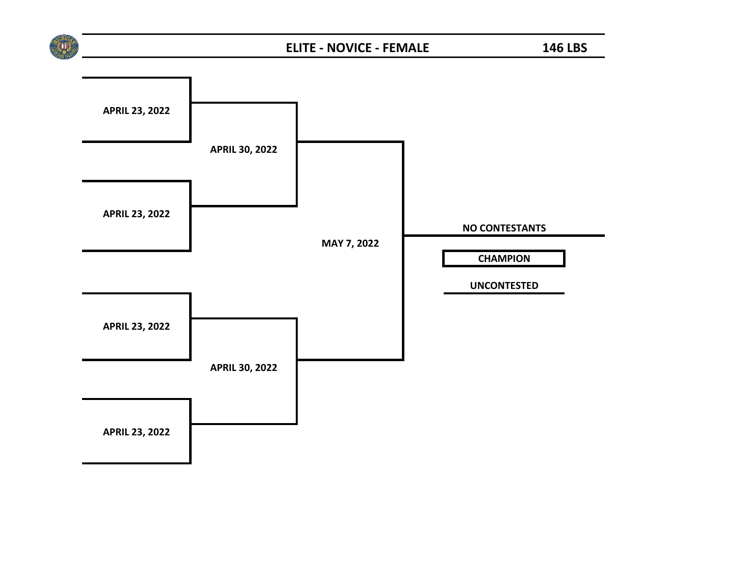## ELITE - NOVICE - FEMALE

**146 LBS**

APRIL 23, 2022

APRIL 30, 2022

APRIL 23, 2022

MAY 7, 2022

NO CONTESTANTS

CHAMPION

UNCONTESTED

APRIL 23, 2022

APRIL 30, 2022

APRIL 23, 2022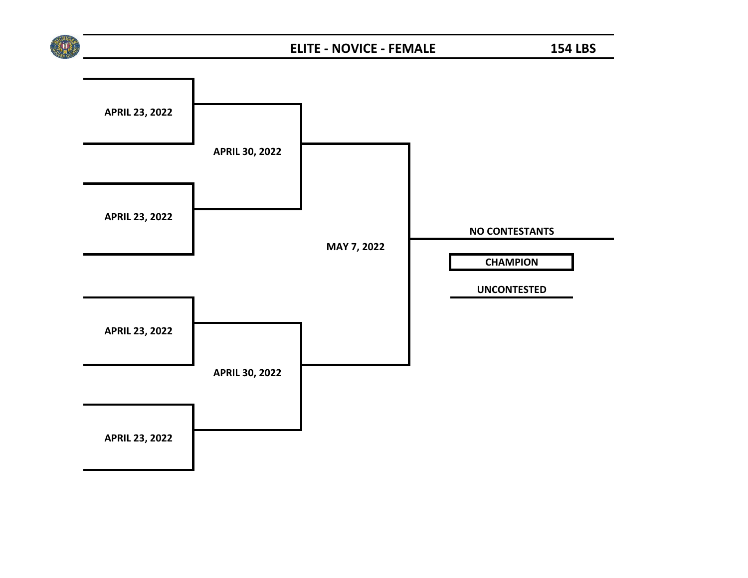# ELITE - NOVICE - FEMALE

**154 LBS**

**APRIL 23, 2022**

**APRIL 30, 2022**

**APRIL 23, 2022**

**MAY 7, 2022**

**NO CONTESTANTS**

**CHAMPION**

**UNCONTESTED**

**APRIL 23, 2022**

**APRIL 30, 2022**

**APRIL 23, 2022**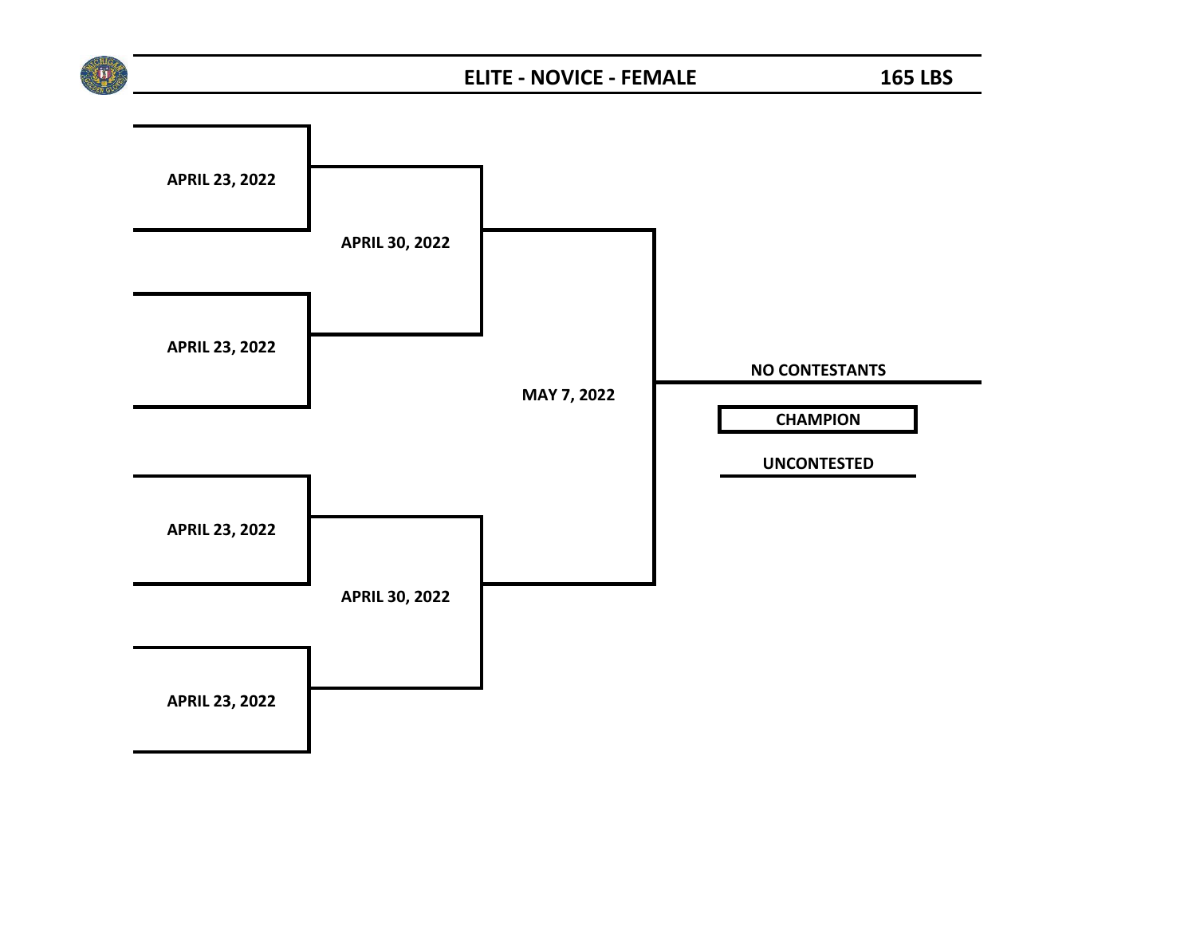## ELITE - NOVICE - FEMALE 165 LBS

APRIL 23, 2022

APRIL 30, 2022

APRIL 23, 2022

MAY 7, 2022

NO CONTESTANTS

**CHAMPION**

UNCONTESTED

APRIL 23, 2022

APRIL 30, 2022

APRIL 23, 2022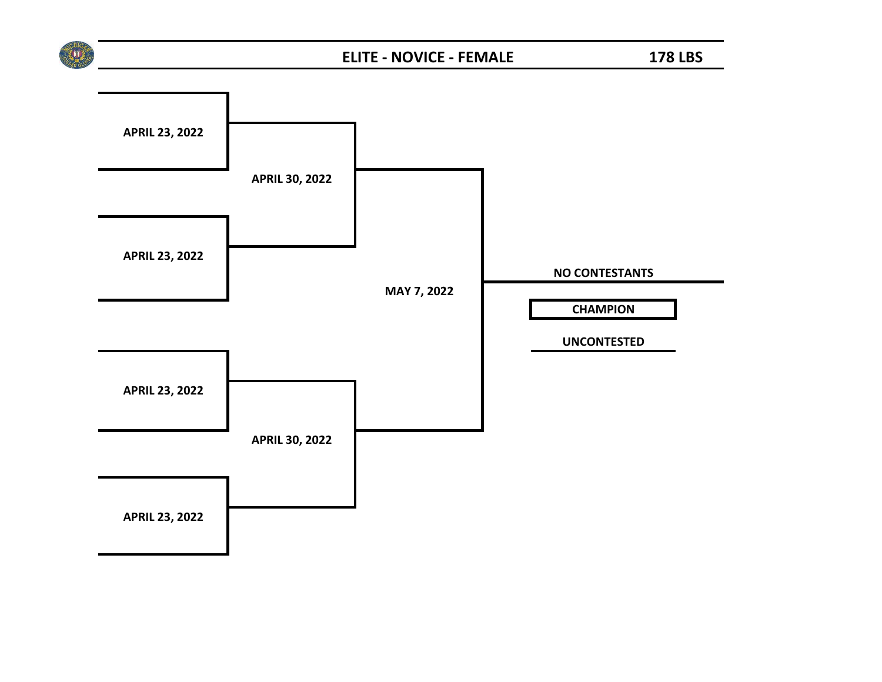## ELITE - NOVICE - FEMALE

**178 LBS**

APRIL 23, 2022

APRIL 30, 2022

APRIL 23, 2022

MAY 7, 2022

NO CONTESTANTS

**CHAMPION**

UNCONTESTED

APRIL 23, 2022

APRIL 30, 2022

APRIL 23, 2022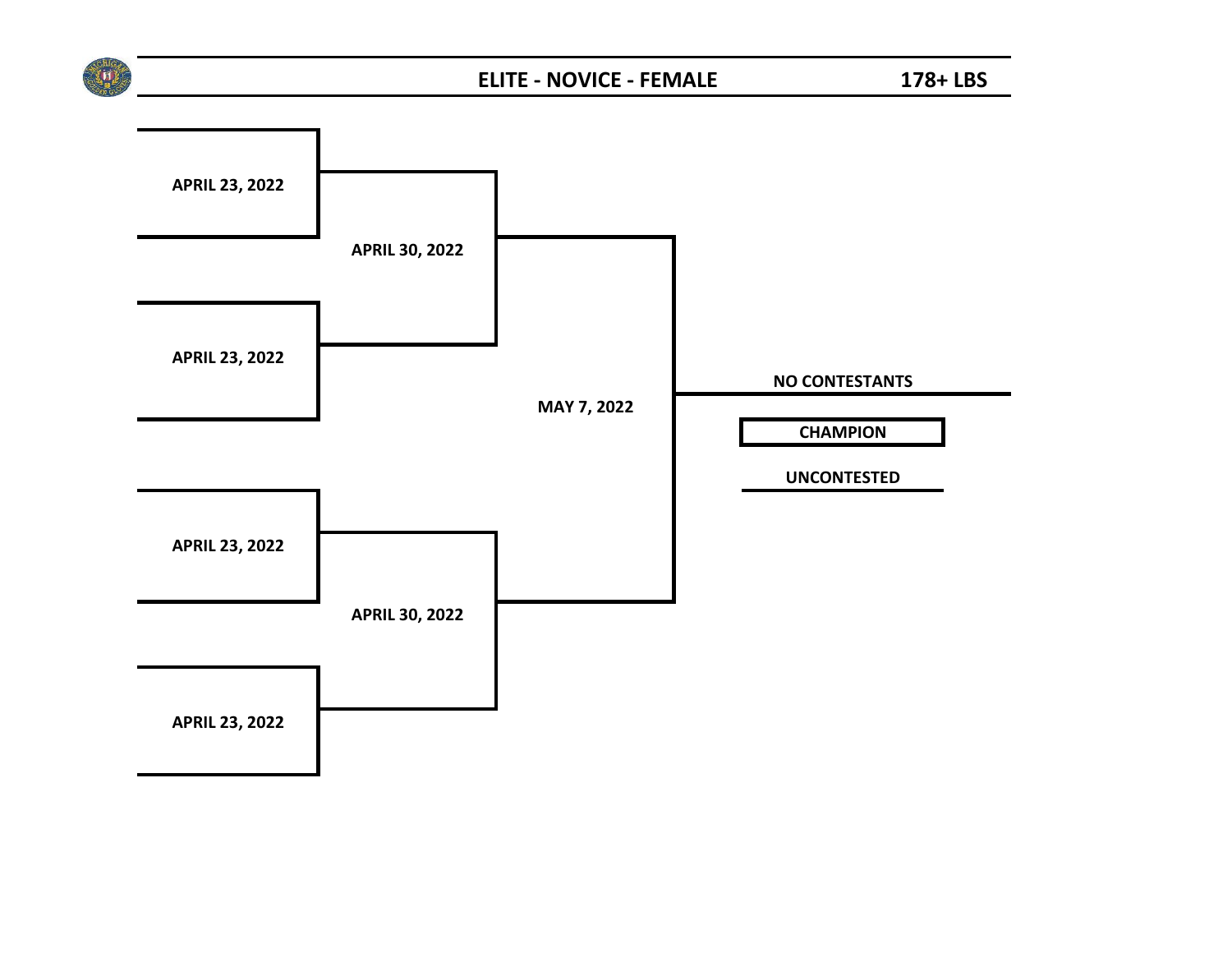## ELITE - NOVICE - FEMALE 178+ LBS

APRIL 23, 2022

APRIL 30, 2022

APRIL 23, 2022

MAY 7, 2022

NO CONTESTANTS

**CHAMPION**

UNCONTESTED

APRIL 23, 2022

APRIL 30, 2022

APRIL 23, 2022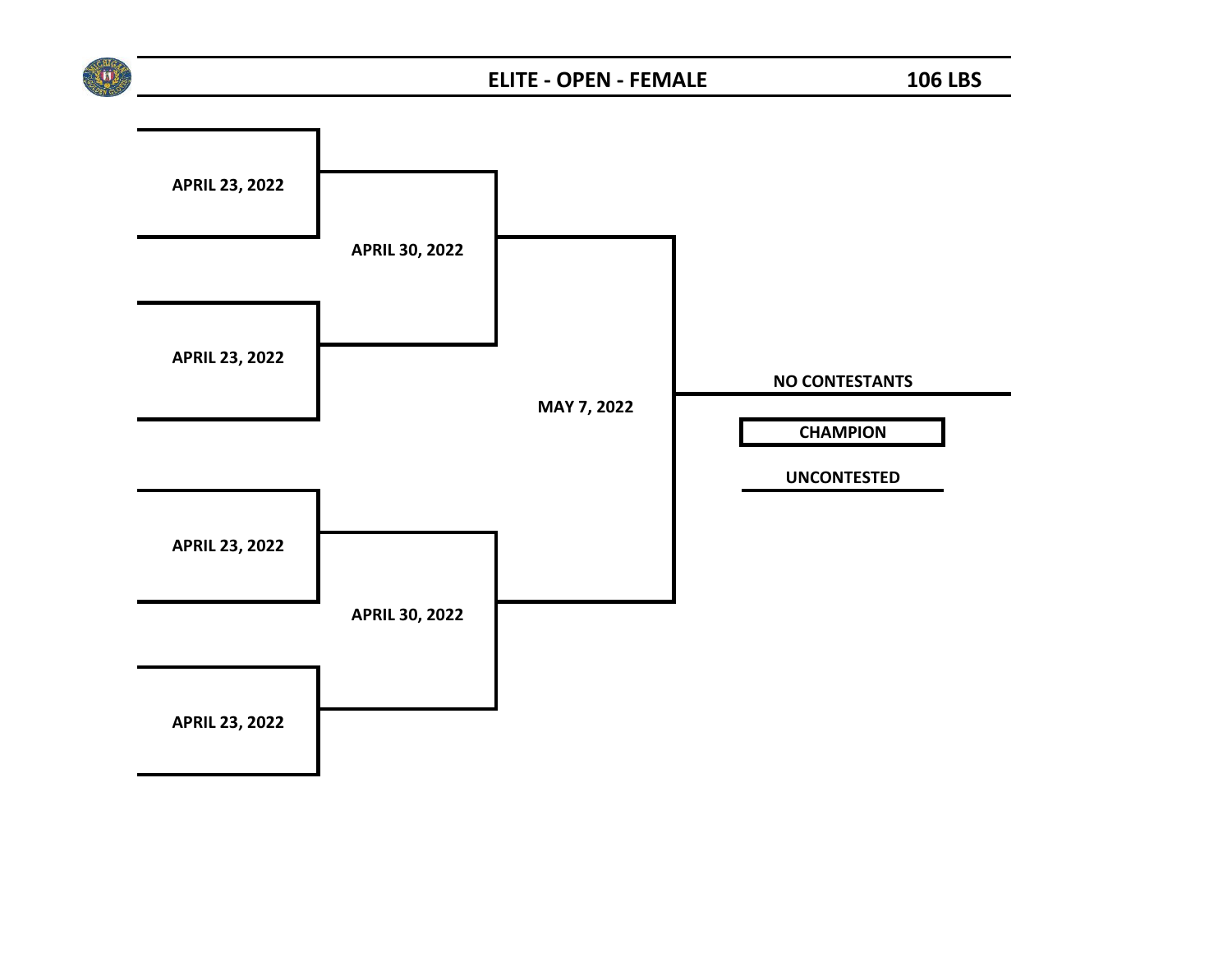## ELITE - OPEN - FEMALE

**106 LBS**

APRIL 23, 2022

APRIL 30, 2022

APRIL 23, 2022

NO CONTESTANTS

MAY 7, 2022

**CHAMPION**

UNCONTESTED

APRIL 23, 2022

APRIL 30, 2022

APRIL 23, 2022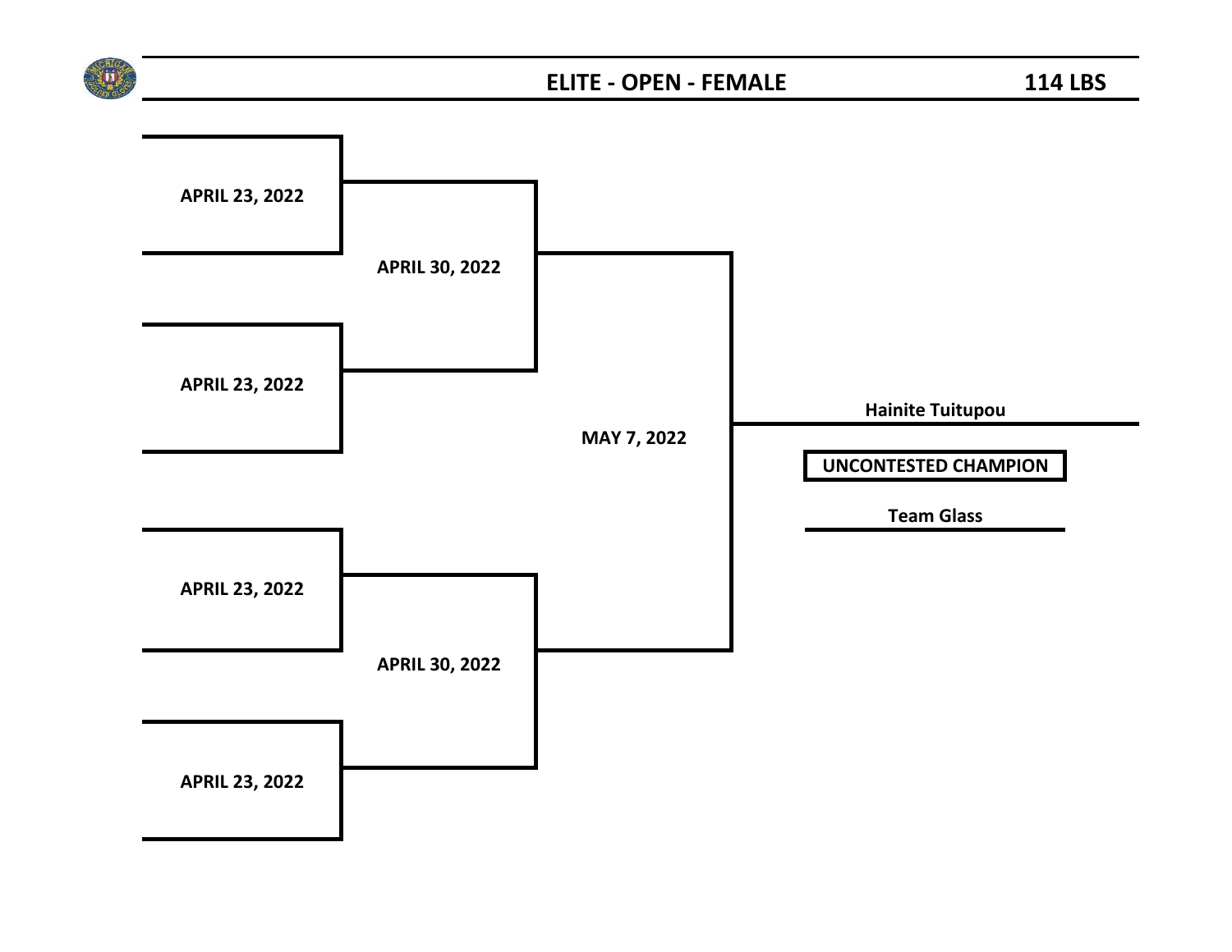## ELITE - OPEN - FEMALE — 114 LBS

APRIL 23, 2022

APRIL 30, 2022

APRIL 23, 2022

MAY 7, 2022

Hainite Tuitupou

**UNCONTESTED CHAMPION**

Team Glass

APRIL 23, 2022

APRIL 30, 2022

APRIL 23, 2022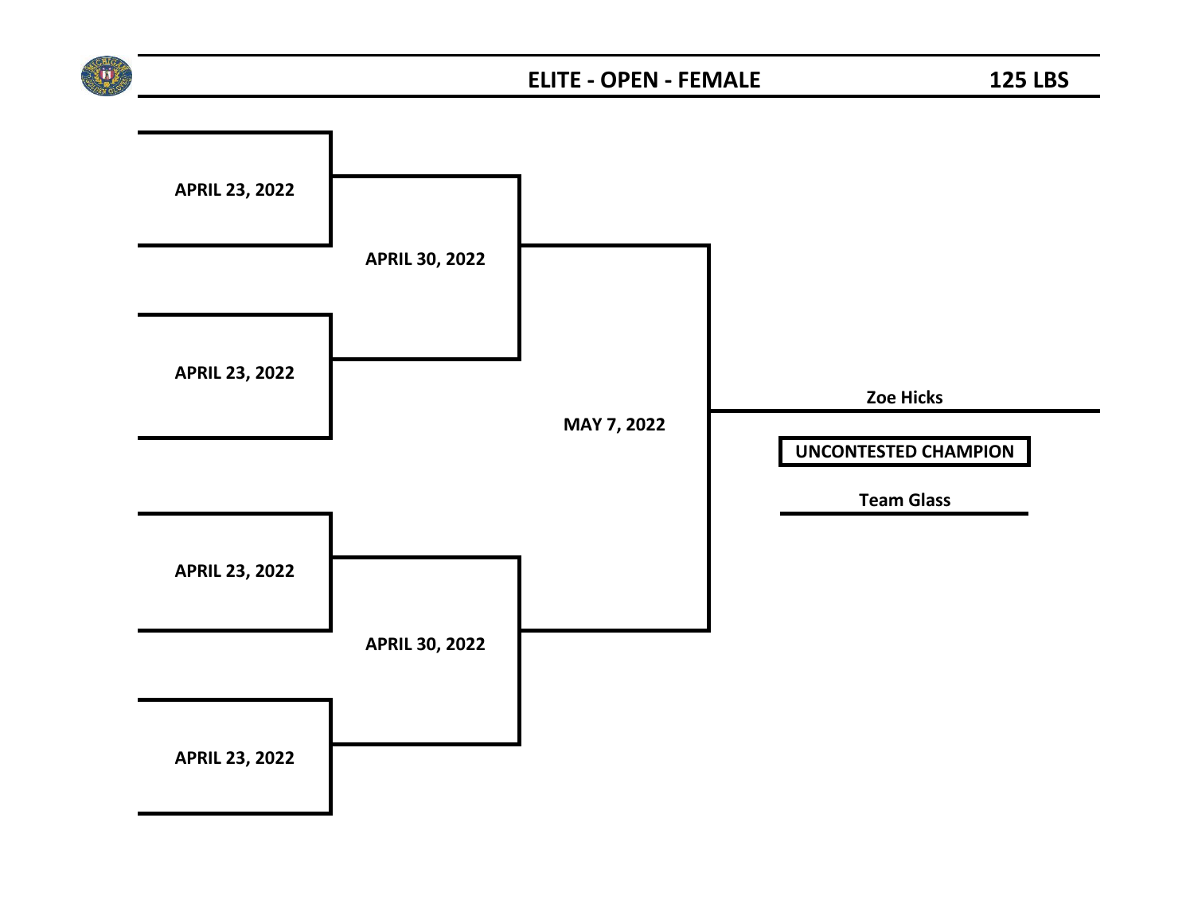# ELITE - OPEN - FEMALE

**125 LBS**

APRIL 23, 2022

APRIL 30, 2022

APRIL 23, 2022

MAY 7, 2022

**Zoe Hicks**

**UNCONTESTED CHAMPION**

**Team Glass**

APRIL 23, 2022

APRIL 30, 2022

APRIL 23, 2022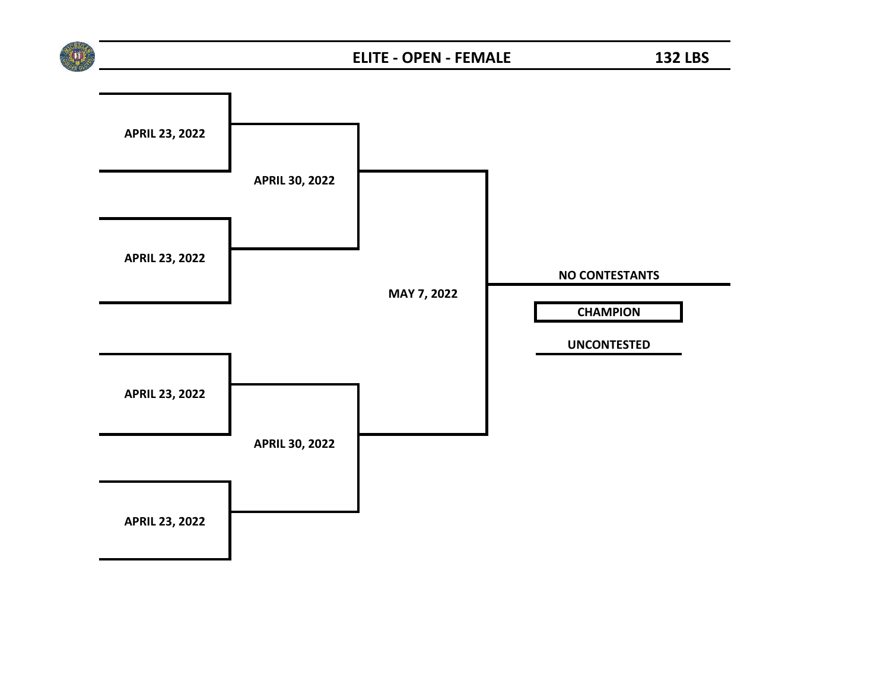## ELITE - OPEN - FEMALE

**132 LBS**

APRIL 23, 2022

APRIL 30, 2022

APRIL 23, 2022

MAY 7, 2022

NO CONTESTANTS

CHAMPION

UNCONTESTED

APRIL 23, 2022

APRIL 30, 2022

APRIL 23, 2022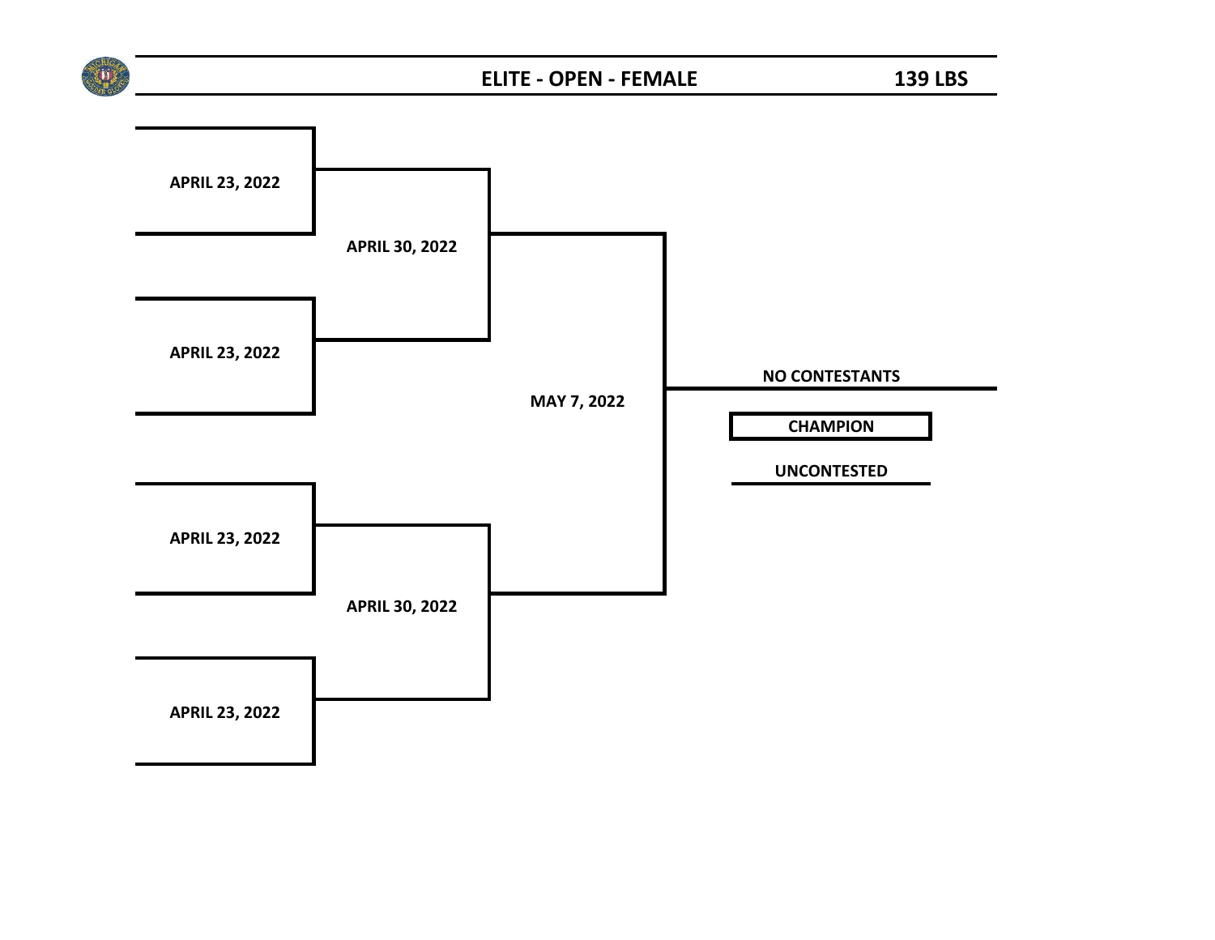## ELITE - OPEN - FEMALE 139 LBS

APRIL 23, 2022

APRIL 30, 2022

APRIL 23, 2022

MAY 7, 2022

NO CONTESTANTS

**CHAMPION**

UNCONTESTED

APRIL 23, 2022

APRIL 30, 2022

APRIL 23, 2022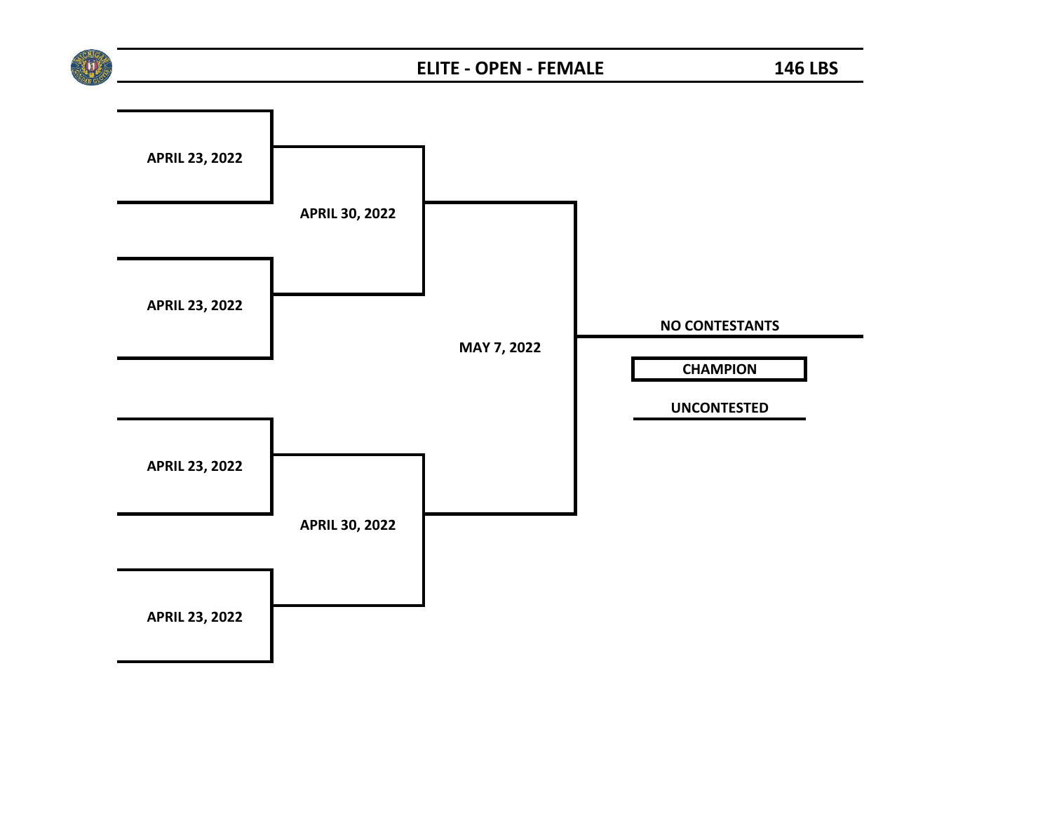## ELITE - OPEN - FEMALE 146 LBS

APRIL 23, 2022

APRIL 30, 2022

APRIL 23, 2022

MAY 7, 2022

NO CONTESTANTS

**CHAMPION**

UNCONTESTED

APRIL 23, 2022

APRIL 30, 2022

APRIL 23, 2022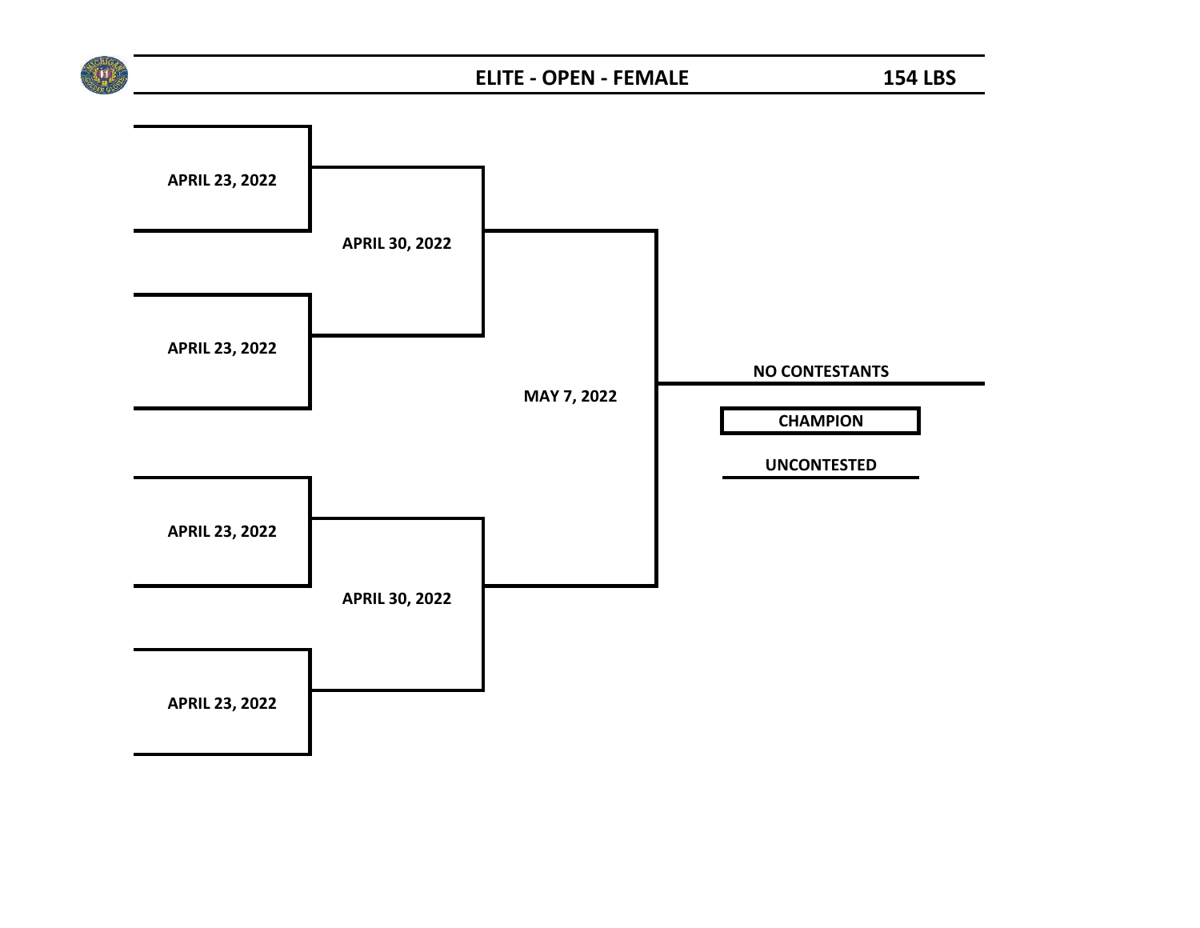## ELITE - OPEN - FEMALE

**154 LBS**

APRIL 23, 2022

APRIL 30, 2022

APRIL 23, 2022

MAY 7, 2022

NO CONTESTANTS

**CHAMPION**

UNCONTESTED

APRIL 23, 2022

APRIL 30, 2022

APRIL 23, 2022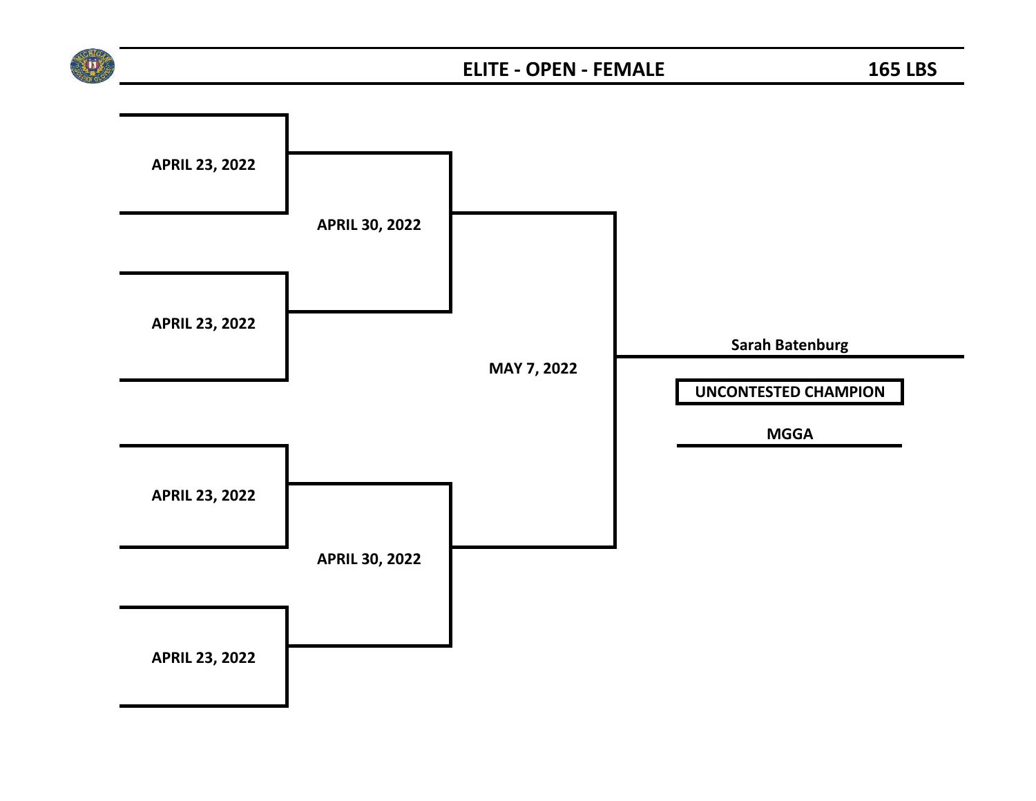## ELITE - OPEN - FEMALE

**165 LBS**

**APRIL 23, 2022**

**APRIL 30, 2022**

**APRIL 23, 2022**

**MAY 7, 2022**

**Sarah Batenburg**

**UNCONTESTED CHAMPION**

**MGGA**

**APRIL 23, 2022**

**APRIL 30, 2022**

**APRIL 23, 2022**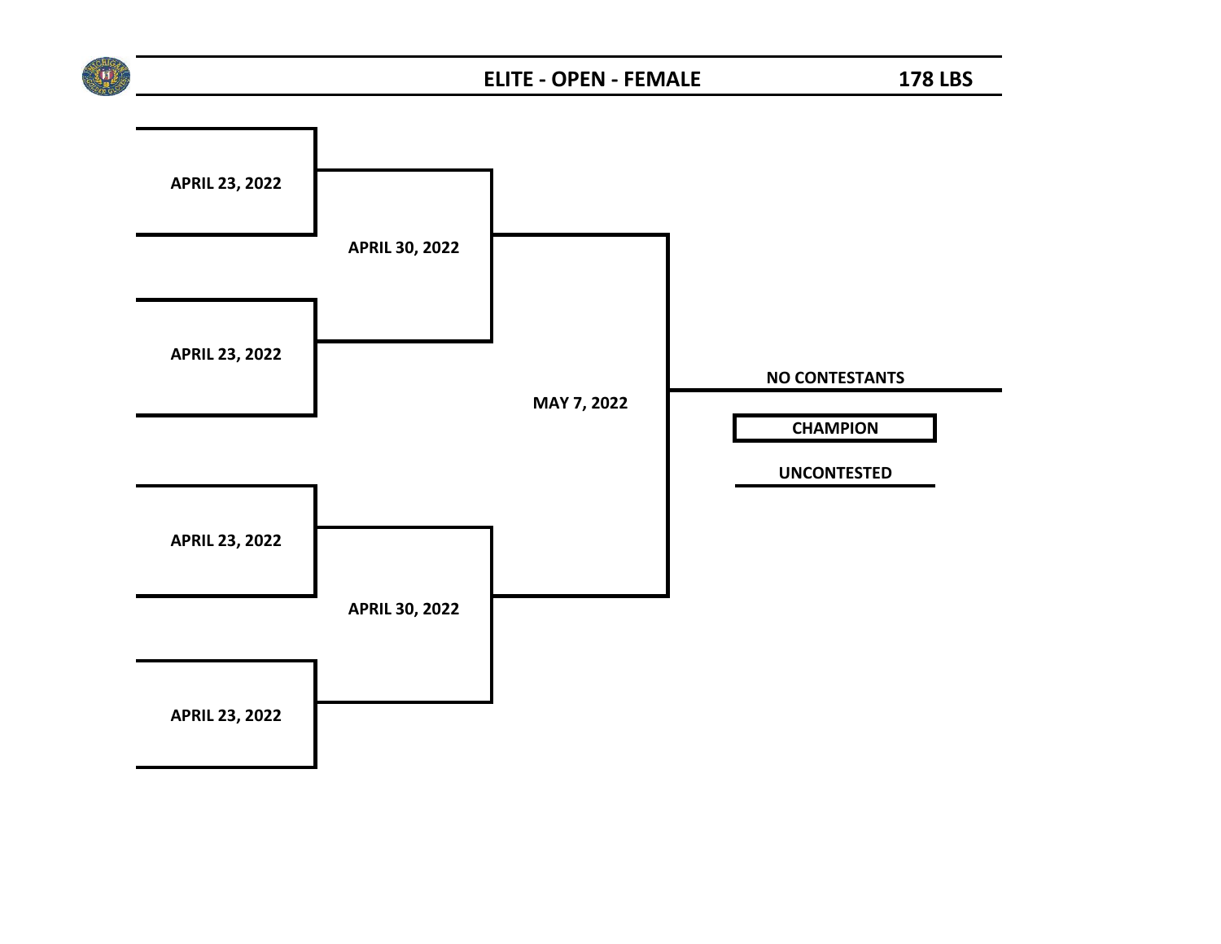## ELITE - OPEN - FEMALE

**178 LBS**

APRIL 23, 2022

APRIL 30, 2022

APRIL 23, 2022

MAY 7, 2022

NO CONTESTANTS

**CHAMPION**

UNCONTESTED

APRIL 23, 2022

APRIL 30, 2022

APRIL 23, 2022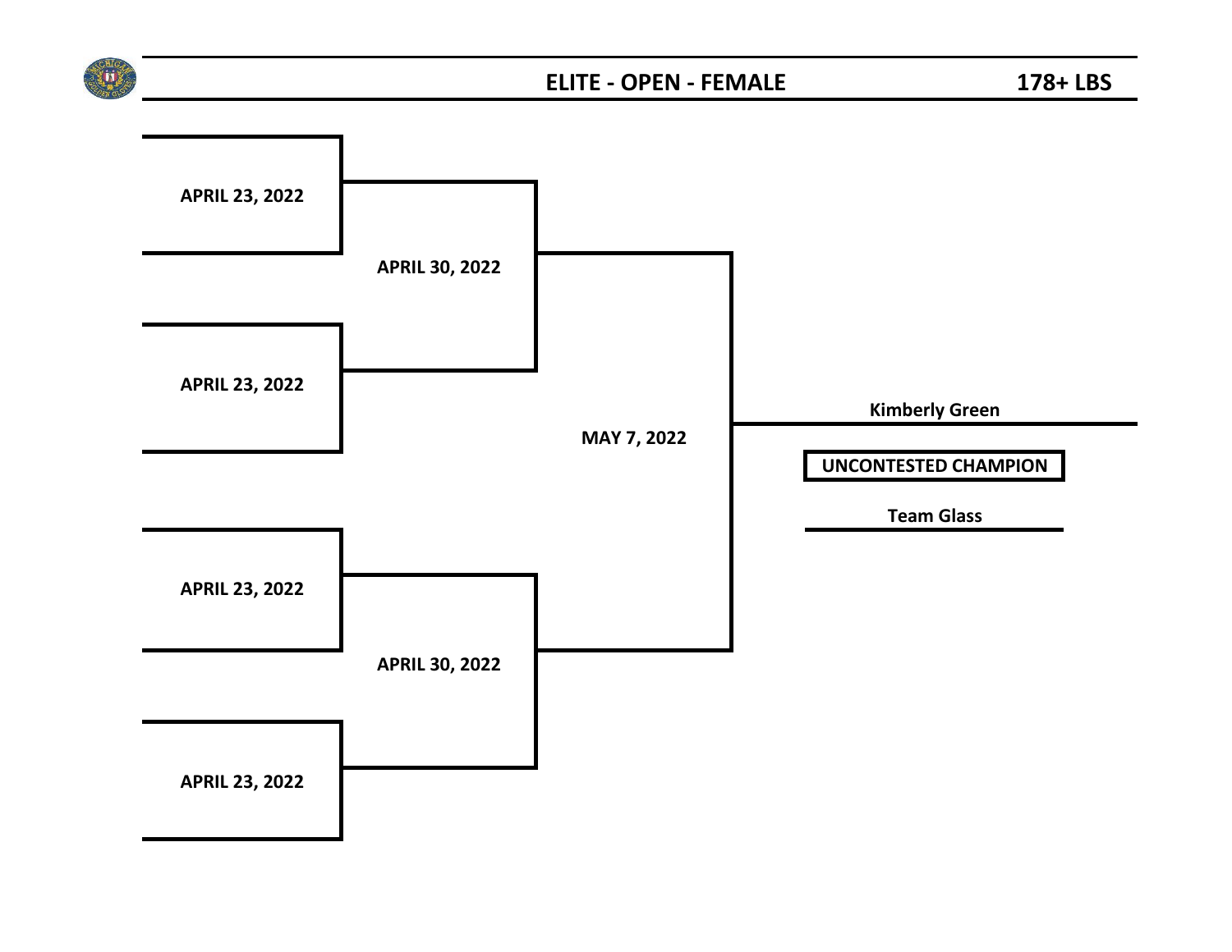## ELITE - OPEN - FEMALE

## 178+ LBS

APRIL 23, 2022

APRIL 30, 2022

APRIL 23, 2022

MAY 7, 2022

Kimberly Green

**UNCONTESTED CHAMPION**

Team Glass

APRIL 23, 2022

APRIL 30, 2022

APRIL 23, 2022